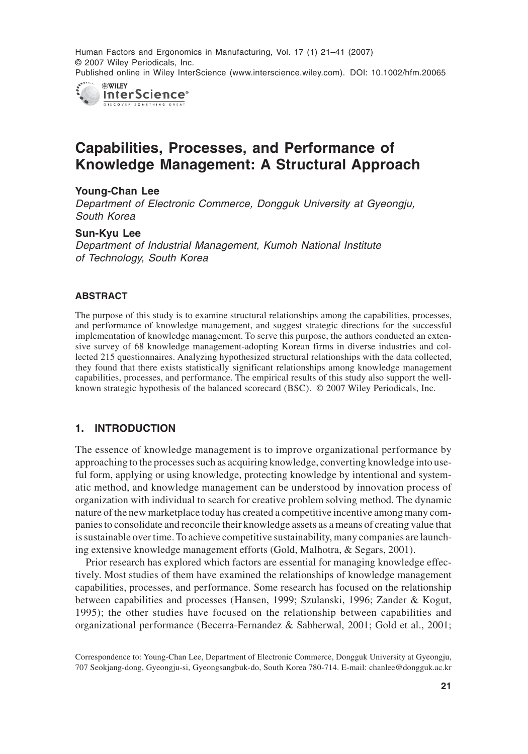# Capabilities, Processes, and Performance of Knowledge Management: A Structural Approach

**Young-Chan Lee**

*Department of Electronic Commerce, Dongguk University at Gyeongju, South Korea*

**Sun-Kyu Lee**

*Department of Industrial Management, Kumoh National Institute of Technology, South Korea*

## ABSTRACT

The purpose of this study is to examine structural relationships among the capabilities, processes, and performance of knowledge management, and suggest strategic directions for the successful implementation of knowledge management. To serve this purpose, the authors conducted an extensive survey of 68 knowledge management-adopting Korean firms in diverse industries and collected 215 questionnaires. Analyzing hypothesized structural relationships with the data collected, they found that there exists statistically significant relationships among knowledge management capabilities, processes, and performance. The empirical results of this study also support the well-known strategic hypothesis of the balanced scorecard (BSC). © 2007 Wiley Periodicals, Inc.

## 1. INTRODUCTION

The essence of knowledge management is to improve organizational performance by approaching to the processes such as acquiring knowledge, converting knowledge into useful form, applying or using knowledge, protecting knowledge by intentional and systematic method, and knowledge management can be understood by innovation process of organization with individual to search for creative problem solving method. The dynamic nature of the new marketplace today has created a competitive incentive among many companies to consolidate and reconcile their knowledge assets as a means of creating value that is sustainable over time. To achieve competitive sustainability, many companies are launching extensive knowledge management efforts (Gold, Malhotra, & Segars, 2001).

Prior research has explored which factors are essential for managing knowledge effectively. Most studies of them have examined the relationships of knowledge management capabilities, processes, and performance. Some research has focused on the relationship between capabilities and processes (Hansen, 1999; Szulanski, 1996; Zander & Kogut, 1995); the other studies have focused on the relationship between capabilities and organizational performance (Becerra-Fernandez & Sabherwal, 2001; Gold et al., 2001;

Correspondence to: Young-Chan Lee, Department of Electronic Commerce, Dongguk University at Gyeongju, 707 Seokjang-dong, Gyeongju-si, Gyeongsangbuk-do, South Korea 780-714. E-mail: chanlee@dongguk.ac.kr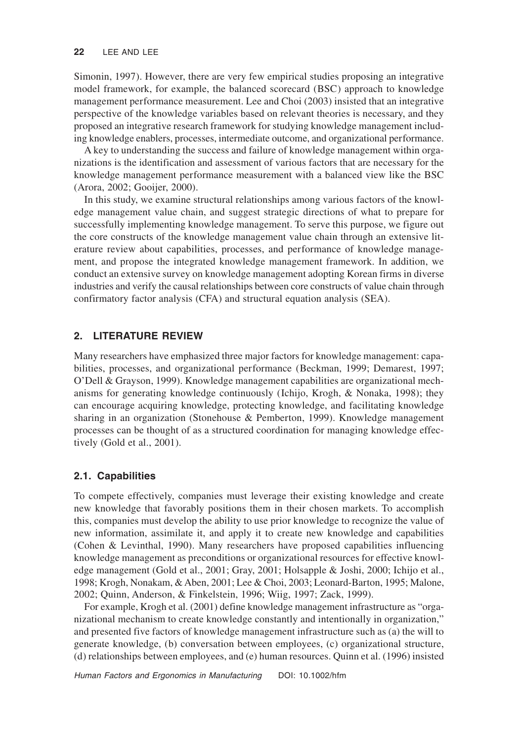Simonin, 1997). However, there are very few empirical studies proposing an integrative model framework, for example, the balanced scorecard (BSC) approach to knowledge management performance measurement. Lee and Choi (2003) insisted that an integrative perspective of the knowledge variables based on relevant theories is necessary, and they proposed an integrative research framework for studying knowledge management including knowledge enablers, processes, intermediate outcome, and organizational performance.

A key to understanding the success and failure of knowledge management within organizations is the identification and assessment of various factors that are necessary for the knowledge management performance measurement with a balanced view like the BSC (Arora, 2002; Gooijer, 2000).

In this study, we examine structural relationships among various factors of the knowledge management value chain, and suggest strategic directions of what to prepare for successfully implementing knowledge management. To serve this purpose, we figure out the core constructs of the knowledge management value chain through an extensive literature review about capabilities, processes, and performance of knowledge management, and propose the integrated knowledge management framework. In addition, we conduct an extensive survey on knowledge management adopting Korean firms in diverse industries and verify the causal relationships between core constructs of value chain through confirmatory factor analysis (CFA) and structural equation analysis (SEA).

## 2. LITERATURE REVIEW

Many researchers have emphasized three major factors for knowledge management: capabilities, processes, and organizational performance (Beckman, 1999; Demarest, 1997; O'Dell & Grayson, 1999). Knowledge management capabilities are organizational mechanisms for generating knowledge continuously (Ichijo, Krogh, & Nonaka, 1998); they can encourage acquiring knowledge, protecting knowledge, and facilitating knowledge sharing in an organization (Stonehouse & Pemberton, 1999). Knowledge management processes can be thought of as a structured coordination for managing knowledge effectively (Gold et al., 2001).

### 2.1. Capabilities

To compete effectively, companies must leverage their existing knowledge and create new knowledge that favorably positions them in their chosen markets. To accomplish this, companies must develop the ability to use prior knowledge to recognize the value of new information, assimilate it, and apply it to create new knowledge and capabilities (Cohen & Levinthal, 1990). Many researchers have proposed capabilities influencing knowledge management as preconditions or organizational resources for effective knowledge management (Gold et al., 2001; Gray, 2001; Holsapple & Joshi, 2000; Ichijo et al., 1998; Krogh, Nonakam, & Aben, 2001; Lee & Choi, 2003; Leonard-Barton, 1995; Malone, 2002; Quinn, Anderson, & Finkelstein, 1996; Wiig, 1997; Zack, 1999).

For example, Krogh et al. (2001) define knowledge management infrastructure as "organizational mechanism to create knowledge constantly and intentionally in organization," and presented five factors of knowledge management infrastructure such as (a) the will to generate knowledge, (b) conversation between employees, (c) organizational structure, (d) relationships between employees, and (e) human resources. Quinn et al. (1996) insisted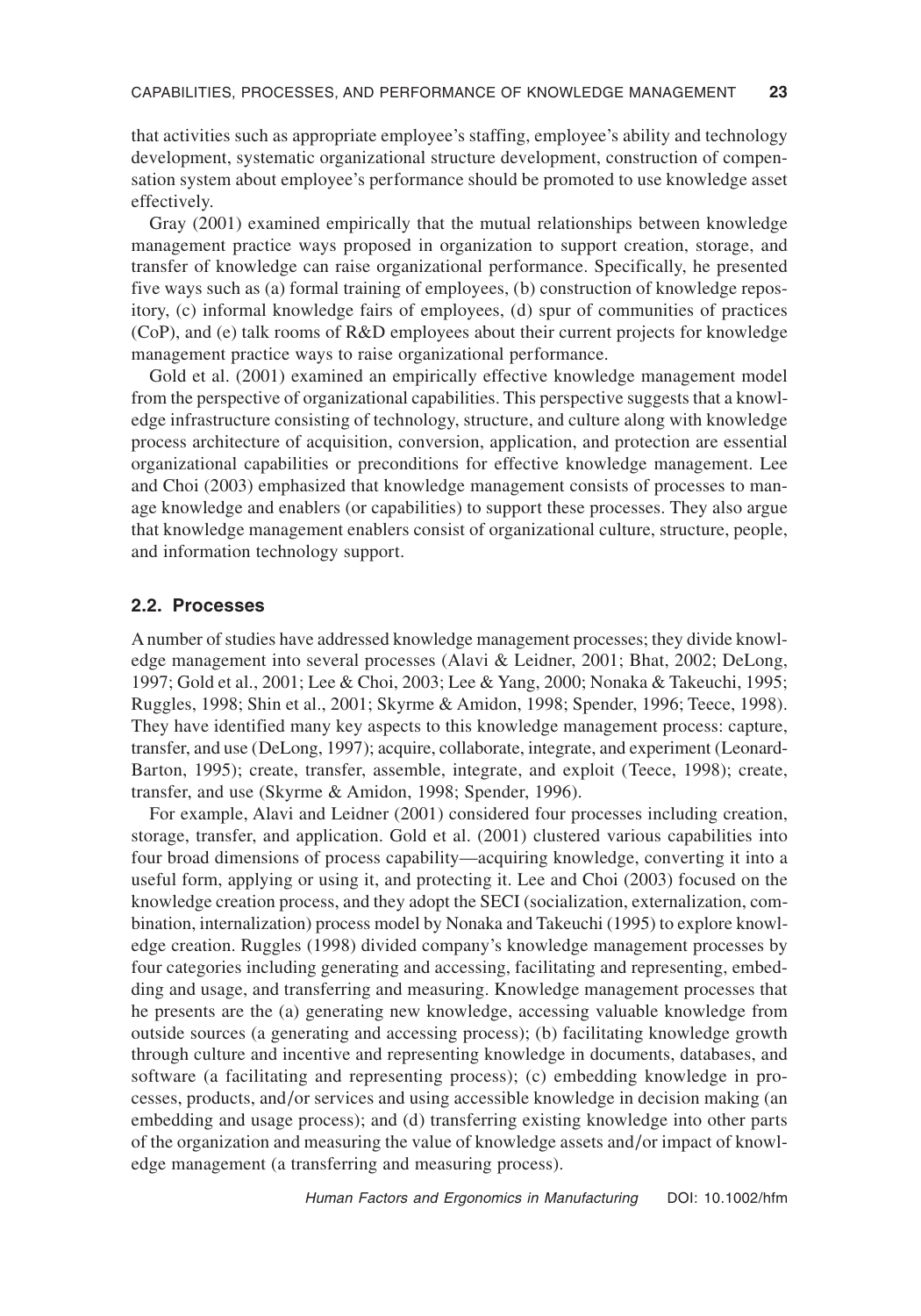that activities such as appropriate employee's staffing, employee's ability and technology development, systematic organizational structure development, construction of compensation system about employee's performance should be promoted to use knowledge asset effectively.

Gray (2001) examined empirically that the mutual relationships between knowledge management practice ways proposed in organization to support creation, storage, and transfer of knowledge can raise organizational performance. Specifically, he presented five ways such as (a) formal training of employees, (b) construction of knowledge repository, (c) informal knowledge fairs of employees, (d) spur of communities of practices (CoP), and (e) talk rooms of R&D employees about their current projects for knowledge management practice ways to raise organizational performance.

Gold et al. (2001) examined an empirically effective knowledge management model from the perspective of organizational capabilities. This perspective suggests that a knowledge infrastructure consisting of technology, structure, and culture along with knowledge process architecture of acquisition, conversion, application, and protection are essential organizational capabilities or preconditions for effective knowledge management. Lee and Choi (2003) emphasized that knowledge management consists of processes to manage knowledge and enablers (or capabilities) to support these processes. They also argue that knowledge management enablers consist of organizational culture, structure, people, and information technology support.

## 2.2. Processes

A number of studies have addressed knowledge management processes; they divide knowledge management into several processes (Alavi & Leidner, 2001; Bhat, 2002; DeLong, 1997; Gold et al., 2001; Lee & Choi, 2003; Lee & Yang, 2000; Nonaka & Takeuchi, 1995; Ruggles, 1998; Shin et al., 2001; Skyrme & Amidon, 1998; Spender, 1996; Teece, 1998). They have identified many key aspects to this knowledge management process: capture, transfer, and use (DeLong, 1997); acquire, collaborate, integrate, and experiment (Leonard-Barton, 1995); create, transfer, assemble, integrate, and exploit (Teece, 1998); create, transfer, and use (Skyrme & Amidon, 1998; Spender, 1996).

For example, Alavi and Leidner (2001) considered four processes including creation, storage, transfer, and application. Gold et al. (2001) clustered various capabilities into four broad dimensions of process capability—acquiring knowledge, converting it into a useful form, applying or using it, and protecting it. Lee and Choi (2003) focused on the knowledge creation process, and they adopt the SECI (socialization, externalization, combination, internalization) process model by Nonaka and Takeuchi (1995) to explore knowledge creation. Ruggles (1998) divided company's knowledge management processes by four categories including generating and accessing, facilitating and representing, embedding and usage, and transferring and measuring. Knowledge management processes that he presents are the (a) generating new knowledge, accessing valuable knowledge from outside sources (a generating and accessing process); (b) facilitating knowledge growth through culture and incentive and representing knowledge in documents, databases, and software (a facilitating and representing process); (c) embedding knowledge in processes, products, and/or services and using accessible knowledge in decision making (an embedding and usage process); and (d) transferring existing knowledge into other parts of the organization and measuring the value of knowledge assets and/or impact of knowledge management (a transferring and measuring process).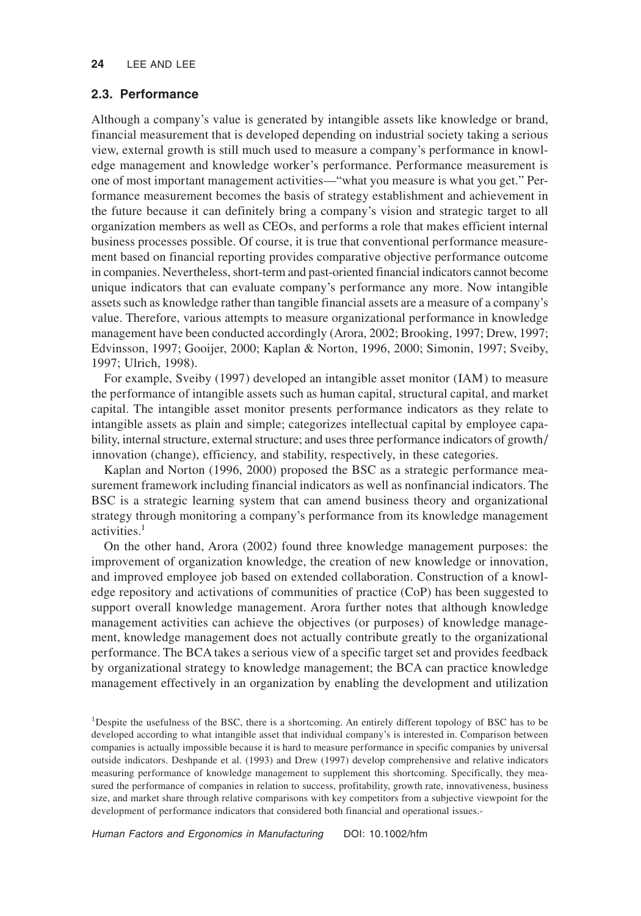## 2.3. Performance

Although a company's value is generated by intangible assets like knowledge or brand, financial measurement that is developed depending on industrial society taking a serious view, external growth is still much used to measure a company's performance in knowledge management and knowledge worker's performance. Performance measurement is one of most important management activities—"what you measure is what you get." Performance measurement becomes the basis of strategy establishment and achievement in the future because it can definitely bring a company's vision and strategic target to all organization members as well as CEOs, and performs a role that makes efficient internal business processes possible. Of course, it is true that conventional performance measurement based on financial reporting provides comparative objective performance outcome in companies. Nevertheless, short-term and past-oriented financial indicators cannot become unique indicators that can evaluate company's performance any more. Now intangible assets such as knowledge rather than tangible financial assets are a measure of a company's value. Therefore, various attempts to measure organizational performance in knowledge management have been conducted accordingly (Arora, 2002; Brooking, 1997; Drew, 1997; Edvinsson, 1997; Gooijer, 2000; Kaplan & Norton, 1996, 2000; Simonin, 1997; Sveiby, 1997; Ulrich, 1998).

For example, Sveiby (1997) developed an intangible asset monitor (IAM) to measure the performance of intangible assets such as human capital, structural capital, and market capital. The intangible asset monitor presents performance indicators as they relate to intangible assets as plain and simple; categorizes intellectual capital by employee capability, internal structure, external structure; and uses three performance indicators of growth/innovation (change), efficiency, and stability, respectively, in these categories.

Kaplan and Norton (1996, 2000) proposed the BSC as a strategic performance measurement framework including financial indicators as well as nonfinancial indicators. The BSC is a strategic learning system that can amend business theory and organizational strategy through monitoring a company's performance from its knowledge management activities.[1]

On the other hand, Arora (2002) found three knowledge management purposes: the improvement of organization knowledge, the creation of new knowledge or innovation, and improved employee job based on extended collaboration. Construction of a knowledge repository and activations of communities of practice (CoP) has been suggested to support overall knowledge management. Arora further notes that although knowledge management activities can achieve the objectives (or purposes) of knowledge management, knowledge management does not actually contribute greatly to the organizational performance. The BCA takes a serious view of a specific target set and provides feedback by organizational strategy to knowledge management; the BCA can practice knowledge management effectively in an organization by enabling the development and utilization

[1]Despite the usefulness of the BSC, there is a shortcoming. An entirely different topology of BSC has to be developed according to what intangible asset that individual company's is interested in. Comparison between companies is actually impossible because it is hard to measure performance in specific companies by universal outside indicators. Deshpande et al. (1993) and Drew (1997) develop comprehensive and relative indicators measuring performance of knowledge management to supplement this shortcoming. Specifically, they measured the performance of companies in relation to success, profitability, growth rate, innovativeness, business size, and market share through relative comparisons with key competitors from a subjective viewpoint for the development of performance indicators that considered both financial and operational issues.-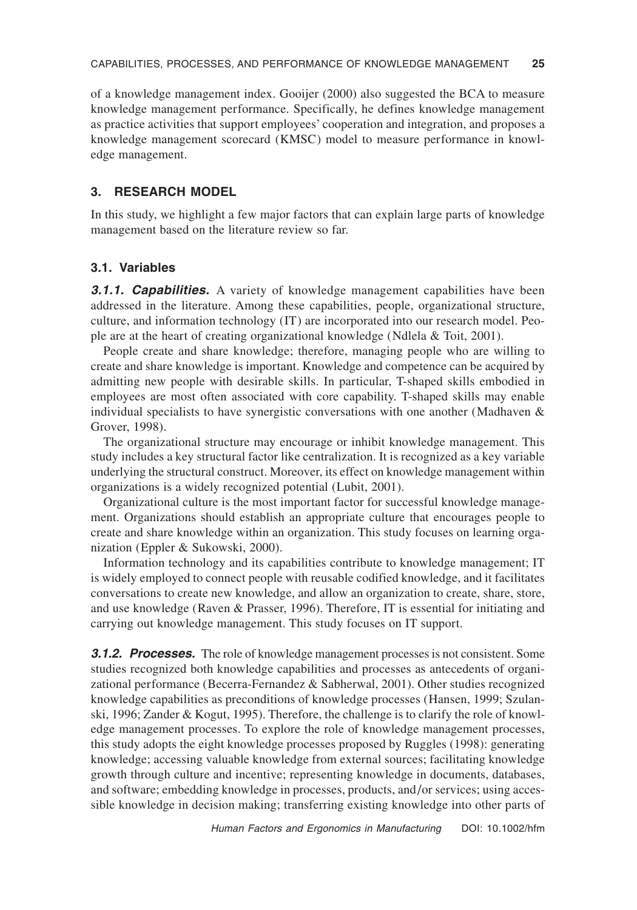of a knowledge management index. Gooijer (2000) also suggested the BCA to measure knowledge management performance. Specifically, he defines knowledge management as practice activities that support employees' cooperation and integration, and proposes a knowledge management scorecard (KMSC) model to measure performance in knowledge management.

## 3. RESEARCH MODEL

In this study, we highlight a few major factors that can explain large parts of knowledge management based on the literature review so far.

### 3.1. Variables

***3.1.1. Capabilities.*** A variety of knowledge management capabilities have been addressed in the literature. Among these capabilities, people, organizational structure, culture, and information technology (IT) are incorporated into our research model. People are at the heart of creating organizational knowledge (Ndlela & Toit, 2001).

People create and share knowledge; therefore, managing people who are willing to create and share knowledge is important. Knowledge and competence can be acquired by admitting new people with desirable skills. In particular, T-shaped skills embodied in employees are most often associated with core capability. T-shaped skills may enable individual specialists to have synergistic conversations with one another (Madhaven & Grover, 1998).

The organizational structure may encourage or inhibit knowledge management. This study includes a key structural factor like centralization. It is recognized as a key variable underlying the structural construct. Moreover, its effect on knowledge management within organizations is a widely recognized potential (Lubit, 2001).

Organizational culture is the most important factor for successful knowledge management. Organizations should establish an appropriate culture that encourages people to create and share knowledge within an organization. This study focuses on learning organization (Eppler & Sukowski, 2000).

Information technology and its capabilities contribute to knowledge management; IT is widely employed to connect people with reusable codified knowledge, and it facilitates conversations to create new knowledge, and allow an organization to create, share, store, and use knowledge (Raven & Prasser, 1996). Therefore, IT is essential for initiating and carrying out knowledge management. This study focuses on IT support.

***3.1.2. Processes.*** The role of knowledge management processes is not consistent. Some studies recognized both knowledge capabilities and processes as antecedents of organizational performance (Becerra-Fernandez & Sabherwal, 2001). Other studies recognized knowledge capabilities as preconditions of knowledge processes (Hansen, 1999; Szulanski, 1996; Zander & Kogut, 1995). Therefore, the challenge is to clarify the role of knowledge management processes. To explore the role of knowledge management processes, this study adopts the eight knowledge processes proposed by Ruggles (1998): generating knowledge; accessing valuable knowledge from external sources; facilitating knowledge growth through culture and incentive; representing knowledge in documents, databases, and software; embedding knowledge in processes, products, and/or services; using accessible knowledge in decision making; transferring existing knowledge into other parts of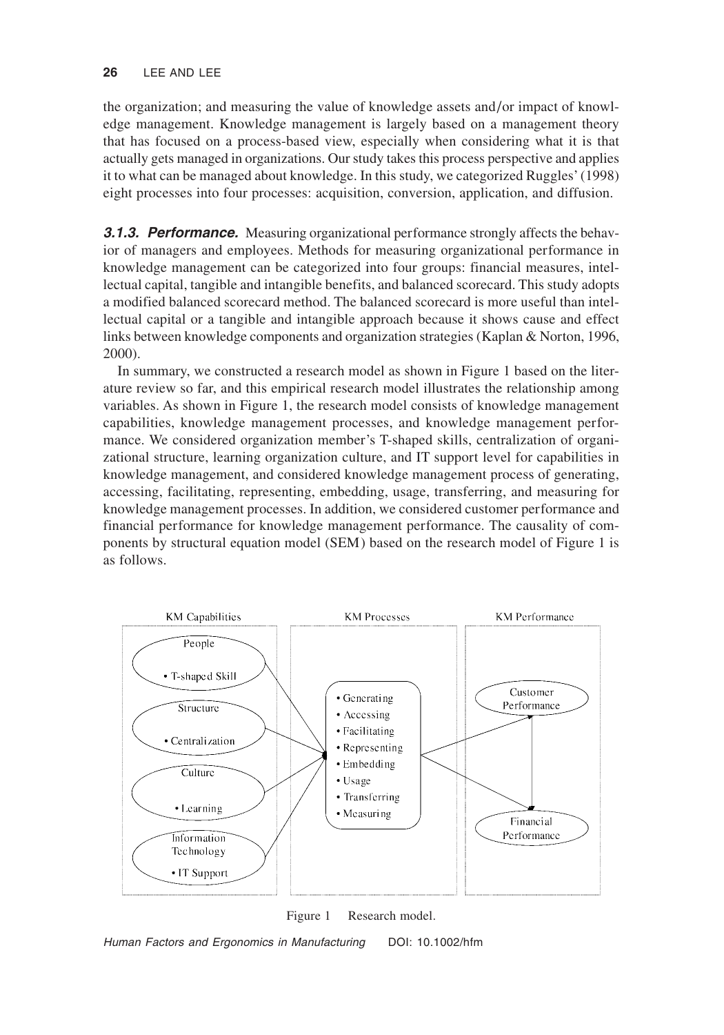the organization; and measuring the value of knowledge assets and/or impact of knowledge management. Knowledge management is largely based on a management theory that has focused on a process-based view, especially when considering what it is that actually gets managed in organizations. Our study takes this process perspective and applies it to what can be managed about knowledge. In this study, we categorized Ruggles' (1998) eight processes into four processes: acquisition, conversion, application, and diffusion.

***3.1.3. Performance.*** Measuring organizational performance strongly affects the behavior of managers and employees. Methods for measuring organizational performance in knowledge management can be categorized into four groups: financial measures, intellectual capital, tangible and intangible benefits, and balanced scorecard. This study adopts a modified balanced scorecard method. The balanced scorecard is more useful than intellectual capital or a tangible and intangible approach because it shows cause and effect links between knowledge components and organization strategies (Kaplan & Norton, 1996, 2000).

In summary, we constructed a research model as shown in Figure 1 based on the literature review so far, and this empirical research model illustrates the relationship among variables. As shown in Figure 1, the research model consists of knowledge management capabilities, knowledge management processes, and knowledge management performance. We considered organization member's T-shaped skills, centralization of organizational structure, learning organization culture, and IT support level for capabilities in knowledge management, and considered knowledge management process of generating, accessing, facilitating, representing, embedding, usage, transferring, and measuring for knowledge management processes. In addition, we considered customer performance and financial performance for knowledge management performance. The causality of components by structural equation model (SEM) based on the research model of Figure 1 is as follows.

KM Capabilities: People • T-shaped Skill; Structure • Centralization; Culture • Learning; Information Technology • IT Support

KM Processes: • Generating • Accessing • Facilitating • Representing • Embedding • Usage • Transferring • Measuring

KM Performance: Customer Performance; Financial Performance

Figure 1 Research model.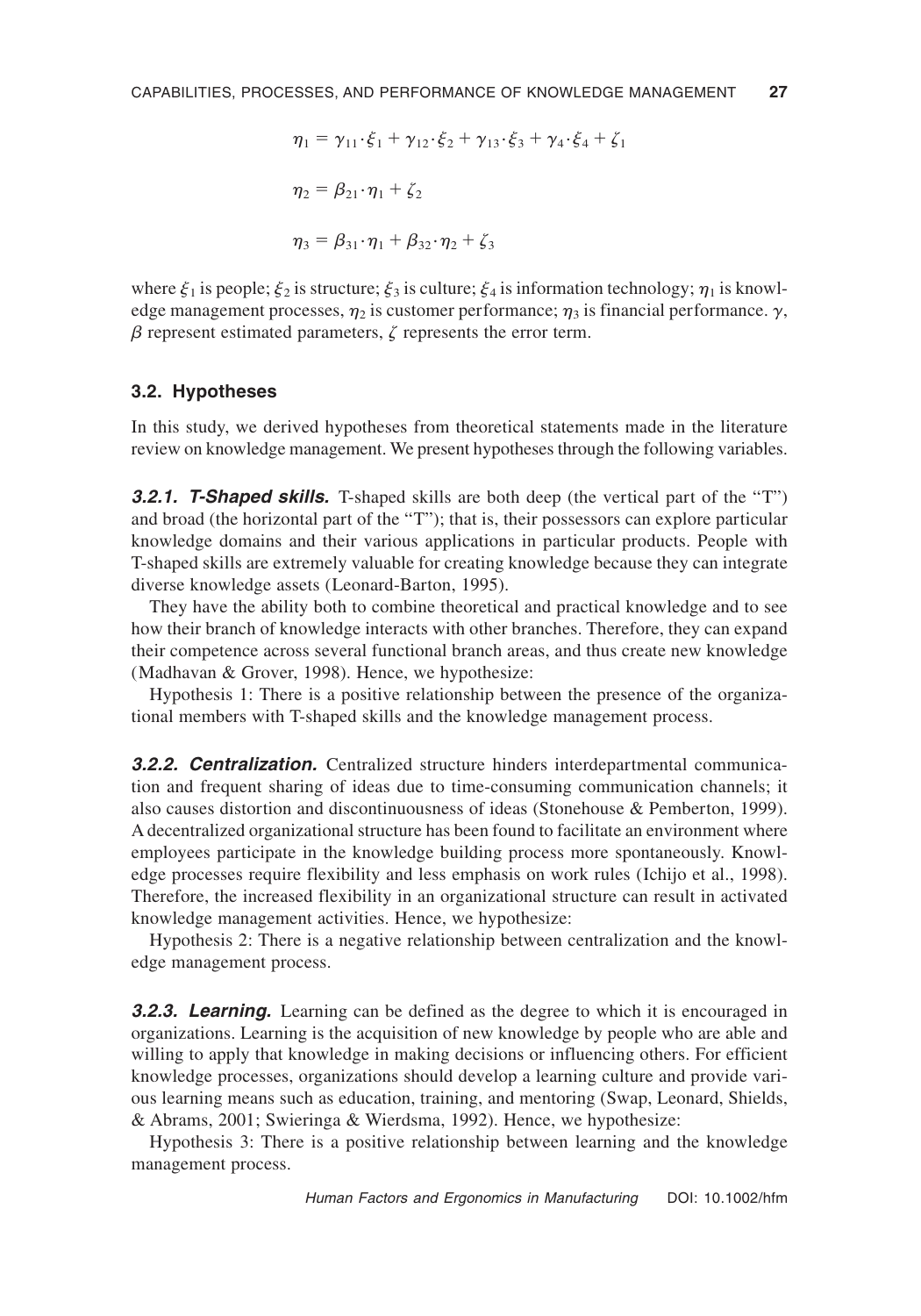$$\eta_1 = \gamma_{11} \cdot \xi_1 + \gamma_{12} \cdot \xi_2 + \gamma_{13} \cdot \xi_3 + \gamma_4 \cdot \xi_4 + \zeta_1$$

$$\eta_2 = \beta_{21} \cdot \eta_1 + \zeta_2$$

$$\eta_3 = \beta_{31} \cdot \eta_1 + \beta_{32} \cdot \eta_2 + \zeta_3$$

where $\xi_1$ is people; $\xi_2$ is structure; $\xi_3$ is culture; $\xi_4$ is information technology; $\eta_1$ is knowledge management processes, $\eta_2$ is customer performance; $\eta_3$ is financial performance. $\gamma$, $\beta$ represent estimated parameters, $\zeta$ represents the error term.

### 3.2. Hypotheses

In this study, we derived hypotheses from theoretical statements made in the literature review on knowledge management. We present hypotheses through the following variables.

***3.2.1. T-Shaped skills.*** T-shaped skills are both deep (the vertical part of the "T") and broad (the horizontal part of the "T"); that is, their possessors can explore particular knowledge domains and their various applications in particular products. People with T-shaped skills are extremely valuable for creating knowledge because they can integrate diverse knowledge assets (Leonard-Barton, 1995).

They have the ability both to combine theoretical and practical knowledge and to see how their branch of knowledge interacts with other branches. Therefore, they can expand their competence across several functional branch areas, and thus create new knowledge (Madhavan & Grover, 1998). Hence, we hypothesize:

Hypothesis 1: There is a positive relationship between the presence of the organizational members with T-shaped skills and the knowledge management process.

***3.2.2. Centralization.*** Centralized structure hinders interdepartmental communication and frequent sharing of ideas due to time-consuming communication channels; it also causes distortion and discontinuousness of ideas (Stonehouse & Pemberton, 1999). A decentralized organizational structure has been found to facilitate an environment where employees participate in the knowledge building process more spontaneously. Knowledge processes require flexibility and less emphasis on work rules (Ichijo et al., 1998). Therefore, the increased flexibility in an organizational structure can result in activated knowledge management activities. Hence, we hypothesize:

Hypothesis 2: There is a negative relationship between centralization and the knowledge management process.

***3.2.3. Learning.*** Learning can be defined as the degree to which it is encouraged in organizations. Learning is the acquisition of new knowledge by people who are able and willing to apply that knowledge in making decisions or influencing others. For efficient knowledge processes, organizations should develop a learning culture and provide various learning means such as education, training, and mentoring (Swap, Leonard, Shields, & Abrams, 2001; Swieringa & Wierdsma, 1992). Hence, we hypothesize:

Hypothesis 3: There is a positive relationship between learning and the knowledge management process.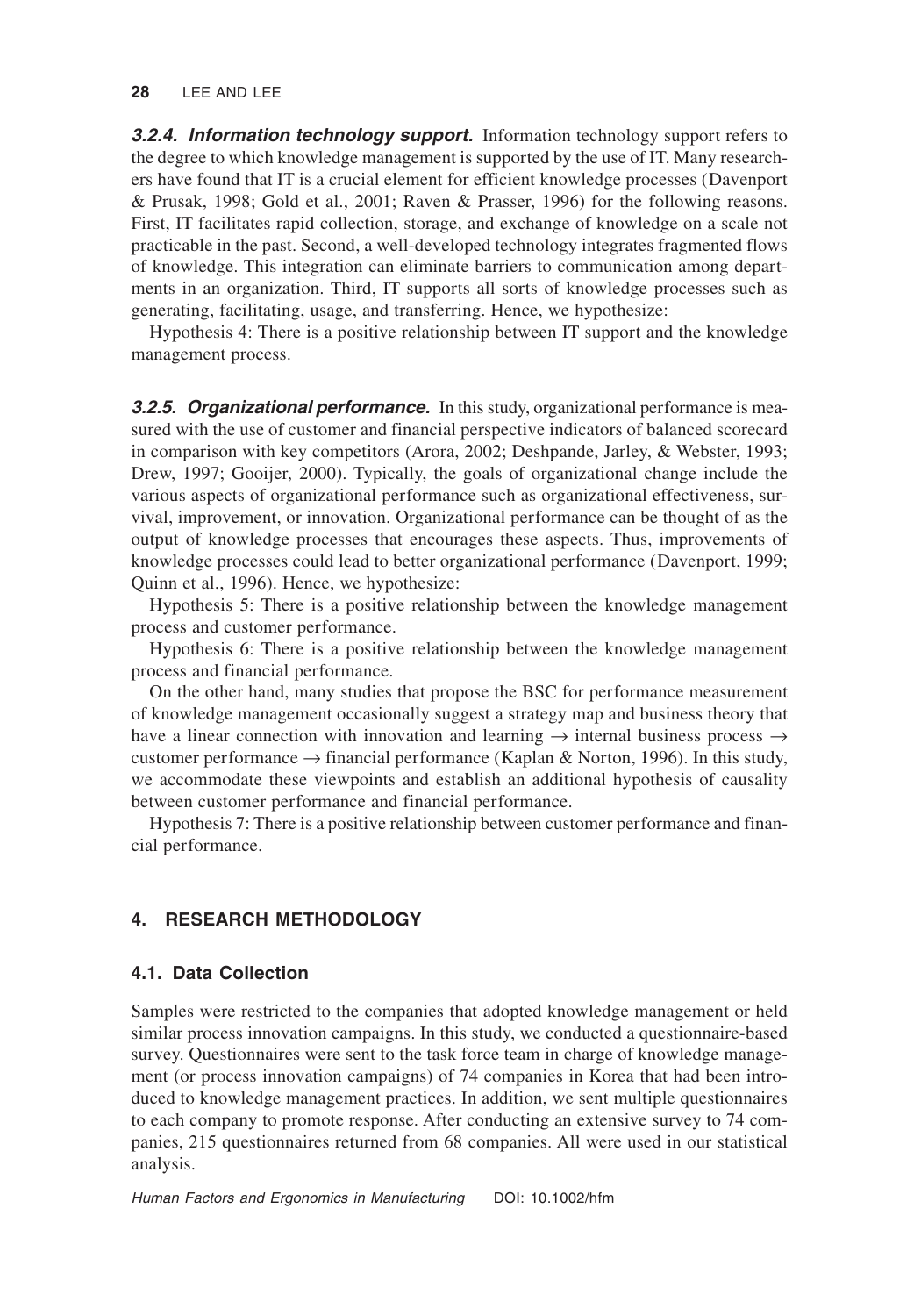***3.2.4. Information technology support.*** Information technology support refers to the degree to which knowledge management is supported by the use of IT. Many researchers have found that IT is a crucial element for efficient knowledge processes (Davenport & Prusak, 1998; Gold et al., 2001; Raven & Prasser, 1996) for the following reasons. First, IT facilitates rapid collection, storage, and exchange of knowledge on a scale not practicable in the past. Second, a well-developed technology integrates fragmented flows of knowledge. This integration can eliminate barriers to communication among departments in an organization. Third, IT supports all sorts of knowledge processes such as generating, facilitating, usage, and transferring. Hence, we hypothesize:

Hypothesis 4: There is a positive relationship between IT support and the knowledge management process.

***3.2.5. Organizational performance.*** In this study, organizational performance is measured with the use of customer and financial perspective indicators of balanced scorecard in comparison with key competitors (Arora, 2002; Deshpande, Jarley, & Webster, 1993; Drew, 1997; Gooijer, 2000). Typically, the goals of organizational change include the various aspects of organizational performance such as organizational effectiveness, survival, improvement, or innovation. Organizational performance can be thought of as the output of knowledge processes that encourages these aspects. Thus, improvements of knowledge processes could lead to better organizational performance (Davenport, 1999; Quinn et al., 1996). Hence, we hypothesize:

Hypothesis 5: There is a positive relationship between the knowledge management process and customer performance.

Hypothesis 6: There is a positive relationship between the knowledge management process and financial performance.

On the other hand, many studies that propose the BSC for performance measurement of knowledge management occasionally suggest a strategy map and business theory that have a linear connection with innovation and learning → internal business process → customer performance → financial performance (Kaplan & Norton, 1996). In this study, we accommodate these viewpoints and establish an additional hypothesis of causality between customer performance and financial performance.

Hypothesis 7: There is a positive relationship between customer performance and financial performance.

## 4. RESEARCH METHODOLOGY

### 4.1. Data Collection

Samples were restricted to the companies that adopted knowledge management or held similar process innovation campaigns. In this study, we conducted a questionnaire-based survey. Questionnaires were sent to the task force team in charge of knowledge management (or process innovation campaigns) of 74 companies in Korea that had been introduced to knowledge management practices. In addition, we sent multiple questionnaires to each company to promote response. After conducting an extensive survey to 74 companies, 215 questionnaires returned from 68 companies. All were used in our statistical analysis.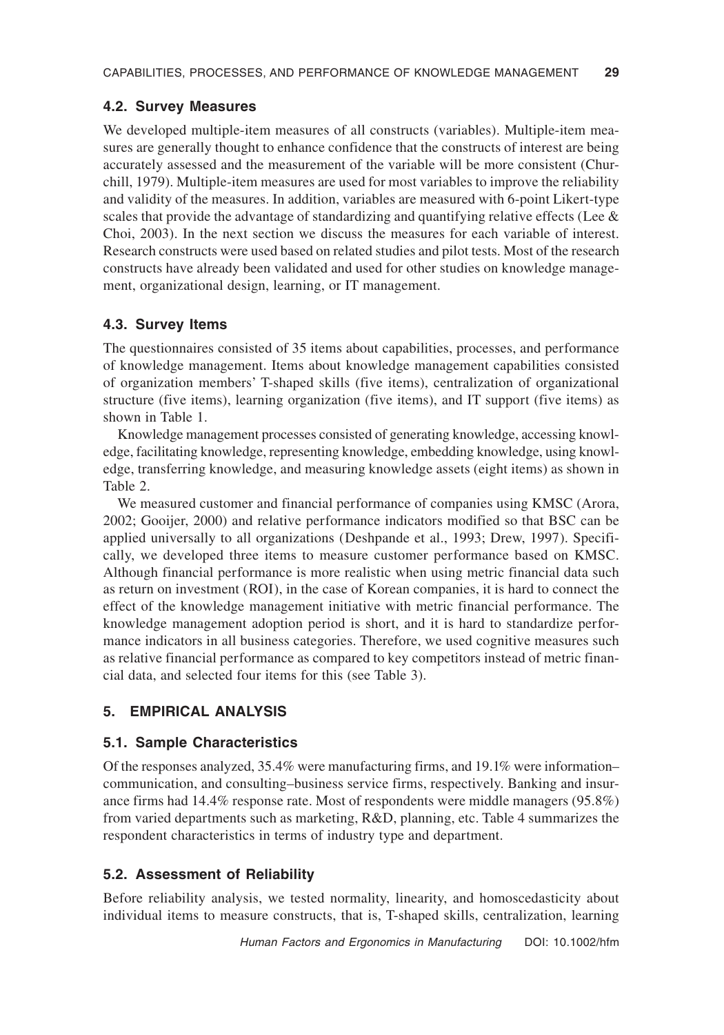### 4.2. Survey Measures

We developed multiple-item measures of all constructs (variables). Multiple-item measures are generally thought to enhance confidence that the constructs of interest are being accurately assessed and the measurement of the variable will be more consistent (Churchill, 1979). Multiple-item measures are used for most variables to improve the reliability and validity of the measures. In addition, variables are measured with 6-point Likert-type scales that provide the advantage of standardizing and quantifying relative effects (Lee & Choi, 2003). In the next section we discuss the measures for each variable of interest. Research constructs were used based on related studies and pilot tests. Most of the research constructs have already been validated and used for other studies on knowledge management, organizational design, learning, or IT management.

### 4.3. Survey Items

The questionnaires consisted of 35 items about capabilities, processes, and performance of knowledge management. Items about knowledge management capabilities consisted of organization members' T-shaped skills (five items), centralization of organizational structure (five items), learning organization (five items), and IT support (five items) as shown in Table 1.

Knowledge management processes consisted of generating knowledge, accessing knowledge, facilitating knowledge, representing knowledge, embedding knowledge, using knowledge, transferring knowledge, and measuring knowledge assets (eight items) as shown in Table 2.

We measured customer and financial performance of companies using KMSC (Arora, 2002; Gooijer, 2000) and relative performance indicators modified so that BSC can be applied universally to all organizations (Deshpande et al., 1993; Drew, 1997). Specifically, we developed three items to measure customer performance based on KMSC. Although financial performance is more realistic when using metric financial data such as return on investment (ROI), in the case of Korean companies, it is hard to connect the effect of the knowledge management initiative with metric financial performance. The knowledge management adoption period is short, and it is hard to standardize performance indicators in all business categories. Therefore, we used cognitive measures such as relative financial performance as compared to key competitors instead of metric financial data, and selected four items for this (see Table 3).

## 5. EMPIRICAL ANALYSIS

### 5.1. Sample Characteristics

Of the responses analyzed, 35.4% were manufacturing firms, and 19.1% were information–communication, and consulting–business service firms, respectively. Banking and insurance firms had 14.4% response rate. Most of respondents were middle managers (95.8%) from varied departments such as marketing, R&D, planning, etc. Table 4 summarizes the respondent characteristics in terms of industry type and department.

### 5.2. Assessment of Reliability

Before reliability analysis, we tested normality, linearity, and homoscedasticity about individual items to measure constructs, that is, T-shaped skills, centralization, learning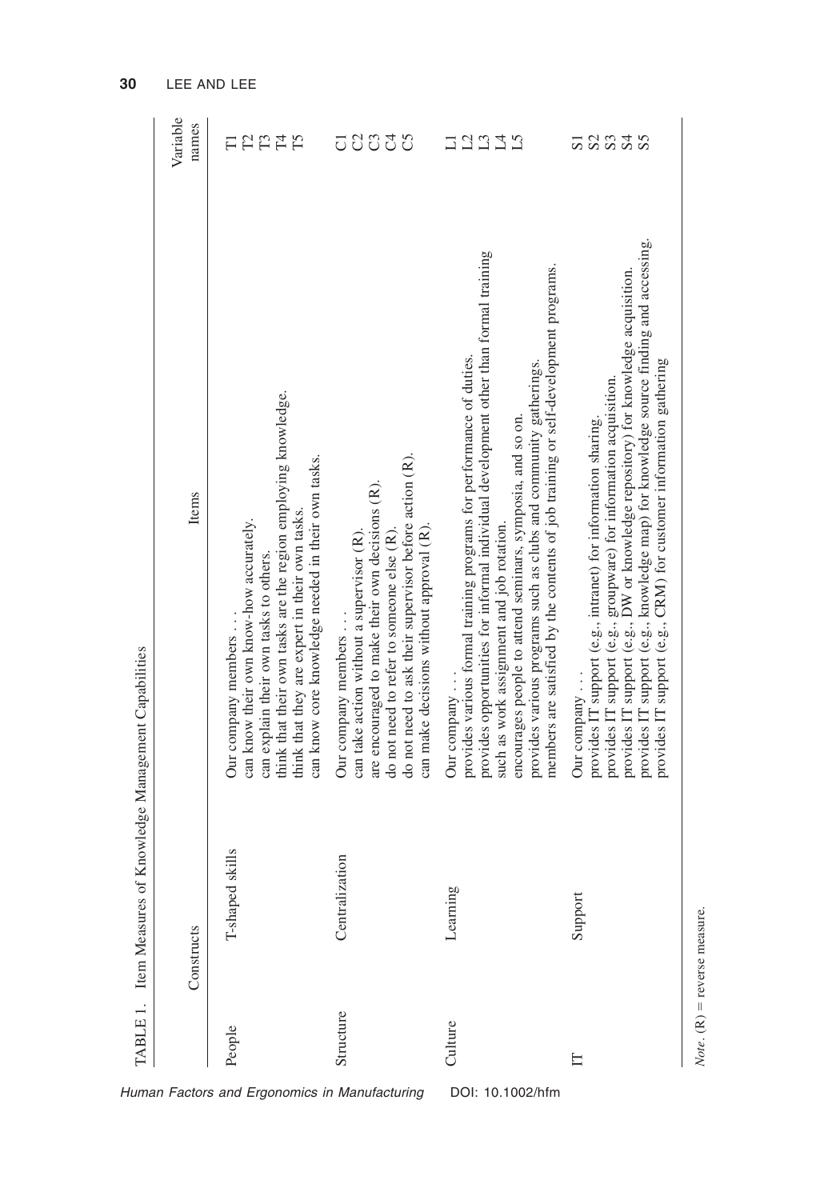TABLE 1. Item Measures of Knowledge Management Capabilities

| Constructs | | Items | Variable names |
|---|---|---|---|
| People | T-shaped skills | Our company members . . . | |
| | | can know their own know-how accurately. | T1 |
| | | can explain their own tasks to others. | T2 |
| | | think that their own tasks are the region employing knowledge. | T3 |
| | | think that they are expert in their own tasks. | T4 |
| | | can know core knowledge needed in their own tasks. | T5 |
| Structure | Centralization | Our company members . . . | |
| | | can take action without a supervisor (R). | C1 |
| | | are encouraged to make their own decisions (R). | C2 |
| | | do not need to refer to someone else (R). | C3 |
| | | do not need to ask their supervisor before action (R). | C4 |
| | | can make decisions without approval (R). | C5 |
| Culture | Learning | Our company . . . | |
| | | provides various formal training programs for performance of duties. | L1 |
| | | provides opportunities for informal individual development other than formal training such as work assignment and job rotation. | L2 |
| | | encourages people to attend seminars, symposia, and so on. | L3 |
| | | provides various programs such as clubs and community gatherings. | L4 |
| | | members are satisfied by the contents of job training or self-development programs. | L5 |
| IT | Support | Our company . . . | |
| | | provides IT support (e.g., intranet) for information sharing. | S1 |
| | | provides IT support (e.g., groupware) for information acquisition. | S2 |
| | | provides IT support (e.g., DW or knowledge repository) for knowledge acquisition. | S3 |
| | | provides IT support (e.g., knowledge map) for knowledge source finding and accessing. | S4 |
| | | provides IT support (e.g., CRM) for customer information gathering | S5 |

*Note*. (R) = reverse measure.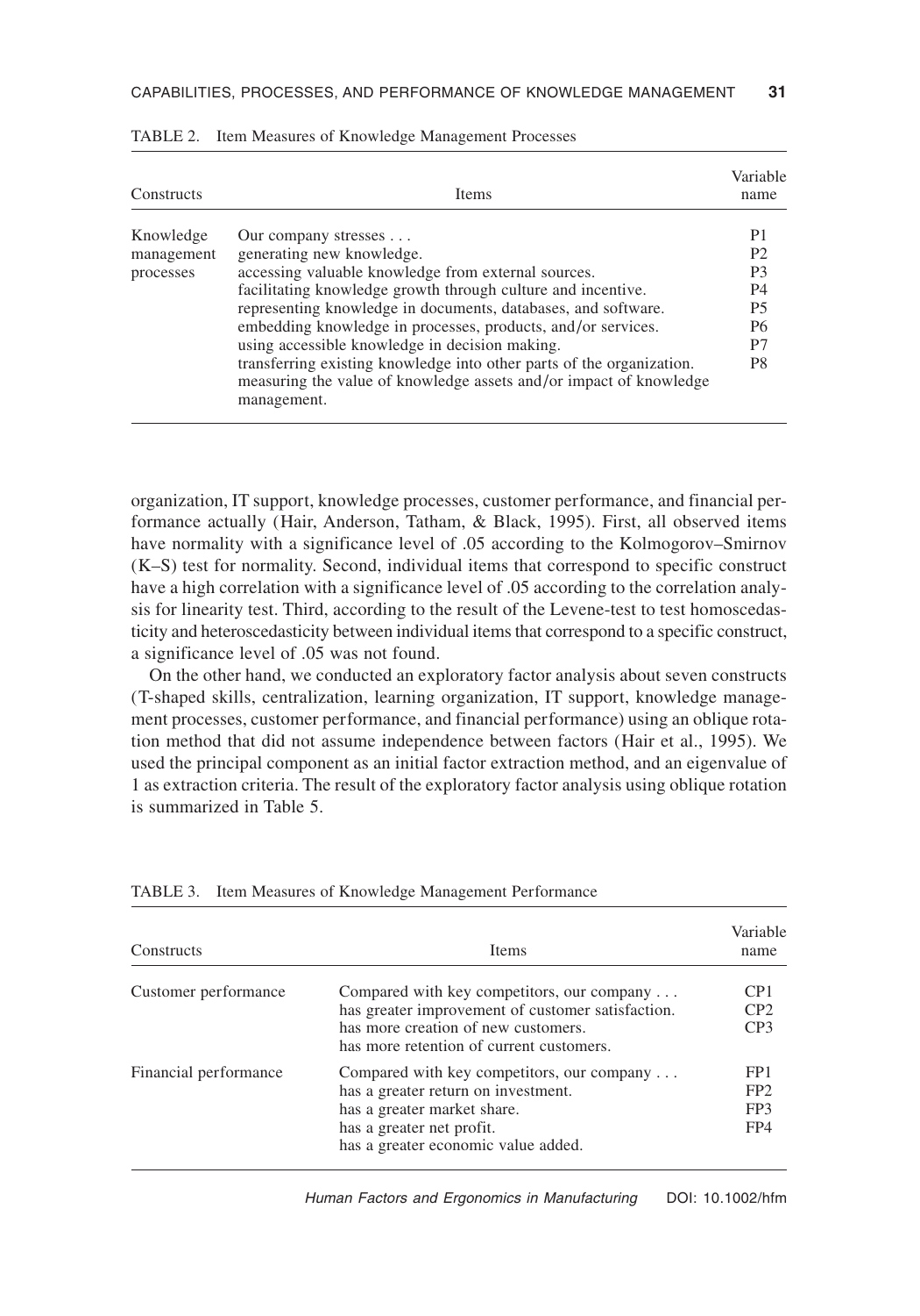TABLE 2. Item Measures of Knowledge Management Processes

| Constructs | Items | Variable name |
|---|---|---|
| Knowledge management processes | Our company stresses . . . | |
| | generating new knowledge. | P1 |
| | accessing valuable knowledge from external sources. | P2 |
| | facilitating knowledge growth through culture and incentive. | P3 |
| | representing knowledge in documents, databases, and software. | P4 |
| | embedding knowledge in processes, products, and/or services. | P5 |
| | using accessible knowledge in decision making. | P6 |
| | transferring existing knowledge into other parts of the organization. | P7 |
| | measuring the value of knowledge assets and/or impact of knowledge management. | P8 |

organization, IT support, knowledge processes, customer performance, and financial performance actually (Hair, Anderson, Tatham, & Black, 1995). First, all observed items have normality with a significance level of .05 according to the Kolmogorov–Smirnov (K–S) test for normality. Second, individual items that correspond to specific construct have a high correlation with a significance level of .05 according to the correlation analysis for linearity test. Third, according to the result of the Levene-test to test homoscedasticity and heteroscedasticity between individual items that correspond to a specific construct, a significance level of .05 was not found.

On the other hand, we conducted an exploratory factor analysis about seven constructs (T-shaped skills, centralization, learning organization, IT support, knowledge management processes, customer performance, and financial performance) using an oblique rotation method that did not assume independence between factors (Hair et al., 1995). We used the principal component as an initial factor extraction method, and an eigenvalue of 1 as extraction criteria. The result of the exploratory factor analysis using oblique rotation is summarized in Table 5.

TABLE 3. Item Measures of Knowledge Management Performance

| Constructs | Items | Variable name |
|---|---|---|
| Customer performance | Compared with key competitors, our company . . . | |
| | has greater improvement of customer satisfaction. | CP1 |
| | has more creation of new customers. | CP2 |
| | has more retention of current customers. | CP3 |
| Financial performance | Compared with key competitors, our company . . . | |
| | has a greater return on investment. | FP1 |
| | has a greater market share. | FP2 |
| | has a greater net profit. | FP3 |
| | has a greater economic value added. | FP4 |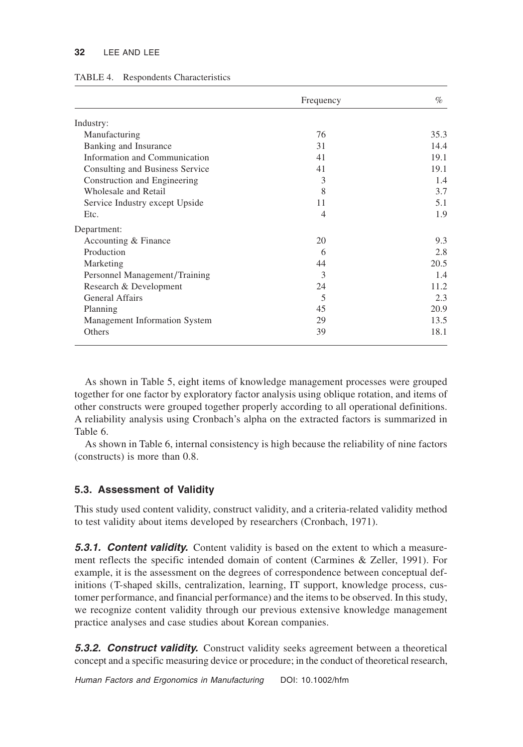TABLE 4. Respondents Characteristics

| | Frequency | % |
|---|---|---|
| Industry: | | |
| Manufacturing | 76 | 35.3 |
| Banking and Insurance | 31 | 14.4 |
| Information and Communication | 41 | 19.1 |
| Consulting and Business Service | 41 | 19.1 |
| Construction and Engineering | 3 | 1.4 |
| Wholesale and Retail | 8 | 3.7 |
| Service Industry except Upside | 11 | 5.1 |
| Etc. | 4 | 1.9 |
| Department: | | |
| Accounting & Finance | 20 | 9.3 |
| Production | 6 | 2.8 |
| Marketing | 44 | 20.5 |
| Personnel Management/Training | 3 | 1.4 |
| Research & Development | 24 | 11.2 |
| General Affairs | 5 | 2.3 |
| Planning | 45 | 20.9 |
| Management Information System | 29 | 13.5 |
| Others | 39 | 18.1 |

As shown in Table 5, eight items of knowledge management processes were grouped together for one factor by exploratory factor analysis using oblique rotation, and items of other constructs were grouped together properly according to all operational definitions. A reliability analysis using Cronbach's alpha on the extracted factors is summarized in Table 6.

As shown in Table 6, internal consistency is high because the reliability of nine factors (constructs) is more than 0.8.

### 5.3. Assessment of Validity

This study used content validity, construct validity, and a criteria-related validity method to test validity about items developed by researchers (Cronbach, 1971).

***5.3.1. Content validity.*** Content validity is based on the extent to which a measurement reflects the specific intended domain of content (Carmines & Zeller, 1991). For example, it is the assessment on the degrees of correspondence between conceptual definitions (T-shaped skills, centralization, learning, IT support, knowledge process, customer performance, and financial performance) and the items to be observed. In this study, we recognize content validity through our previous extensive knowledge management practice analyses and case studies about Korean companies.

***5.3.2. Construct validity.*** Construct validity seeks agreement between a theoretical concept and a specific measuring device or procedure; in the conduct of theoretical research,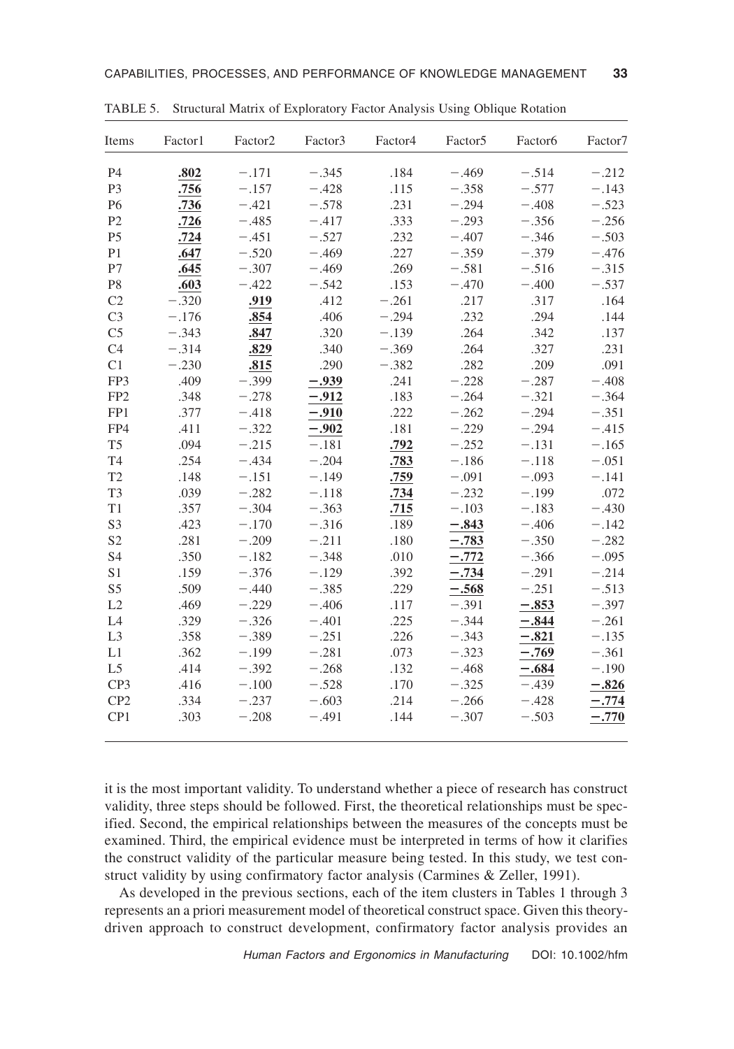TABLE 5. Structural Matrix of Exploratory Factor Analysis Using Oblique Rotation

| Items | Factor1 | Factor2 | Factor3 | Factor4 | Factor5 | Factor6 | Factor7 |
|---|---|---|---|---|---|---|---|
| P4 | **.802** | −.171 | −.345 | .184 | −.469 | −.514 | −.212 |
| P3 | **.756** | −.157 | −.428 | .115 | −.358 | −.577 | −.143 |
| P6 | **.736** | −.421 | −.578 | .231 | −.294 | −.408 | −.523 |
| P2 | **.726** | −.485 | −.417 | .333 | −.293 | −.356 | −.256 |
| P5 | **.724** | −.451 | −.527 | .232 | −.407 | −.346 | −.503 |
| P1 | **.647** | −.520 | −.469 | .227 | −.359 | −.379 | −.476 |
| P7 | **.645** | −.307 | −.469 | .269 | −.581 | −.516 | −.315 |
| P8 | **.603** | −.422 | −.542 | .153 | −.470 | −.400 | −.537 |
| C2 | −.320 | **.919** | .412 | −.261 | .217 | .317 | .164 |
| C3 | −.176 | **.854** | .406 | −.294 | .232 | .294 | .144 |
| C5 | −.343 | **.847** | .320 | −.139 | .264 | .342 | .137 |
| C4 | −.314 | **.829** | .340 | −.369 | .264 | .327 | .231 |
| C1 | −.230 | **.815** | .290 | −.382 | .282 | .209 | .091 |
| FP3 | .409 | −.399 | **−.939** | .241 | −.228 | −.287 | −.408 |
| FP2 | .348 | −.278 | **−.912** | .183 | −.264 | −.321 | −.364 |
| FP1 | .377 | −.418 | **−.910** | .222 | −.262 | −.294 | −.351 |
| FP4 | .411 | −.322 | **−.902** | .181 | −.229 | −.294 | −.415 |
| T5 | .094 | −.215 | −.181 | **.792** | −.252 | −.131 | −.165 |
| T4 | .254 | −.434 | −.204 | **.783** | −.186 | −.118 | −.051 |
| T2 | .148 | −.151 | −.149 | **.759** | −.091 | −.093 | −.141 |
| T3 | .039 | −.282 | −.118 | **.734** | −.232 | −.199 | .072 |
| T1 | .357 | −.304 | −.363 | **.715** | −.103 | −.183 | −.430 |
| S3 | .423 | −.170 | −.316 | .189 | **−.843** | −.406 | −.142 |
| S2 | .281 | −.209 | −.211 | .180 | **−.783** | −.350 | −.282 |
| S4 | .350 | −.182 | −.348 | .010 | **−.772** | −.366 | −.095 |
| S1 | .159 | −.376 | −.129 | .392 | **−.734** | −.291 | −.214 |
| S5 | .509 | −.440 | −.385 | .229 | **−.568** | −.251 | −.513 |
| L2 | .469 | −.229 | −.406 | .117 | −.391 | **−.853** | −.397 |
| L4 | .329 | −.326 | −.401 | .225 | −.344 | **−.844** | −.261 |
| L3 | .358 | −.389 | −.251 | .226 | −.343 | **−.821** | −.135 |
| L1 | .362 | −.199 | −.281 | .073 | −.323 | **−.769** | −.361 |
| L5 | .414 | −.392 | −.268 | .132 | −.468 | **−.684** | −.190 |
| CP3 | .416 | −.100 | −.528 | .170 | −.325 | −.439 | **−.826** |
| CP2 | .334 | −.237 | −.603 | .214 | −.266 | −.428 | **−.774** |
| CP1 | .303 | −.208 | −.491 | .144 | −.307 | −.503 | **−.770** |

it is the most important validity. To understand whether a piece of research has construct validity, three steps should be followed. First, the theoretical relationships must be specified. Second, the empirical relationships between the measures of the concepts must be examined. Third, the empirical evidence must be interpreted in terms of how it clarifies the construct validity of the particular measure being tested. In this study, we test construct validity by using confirmatory factor analysis (Carmines & Zeller, 1991).

As developed in the previous sections, each of the item clusters in Tables 1 through 3 represents an a priori measurement model of theoretical construct space. Given this theory-driven approach to construct development, confirmatory factor analysis provides an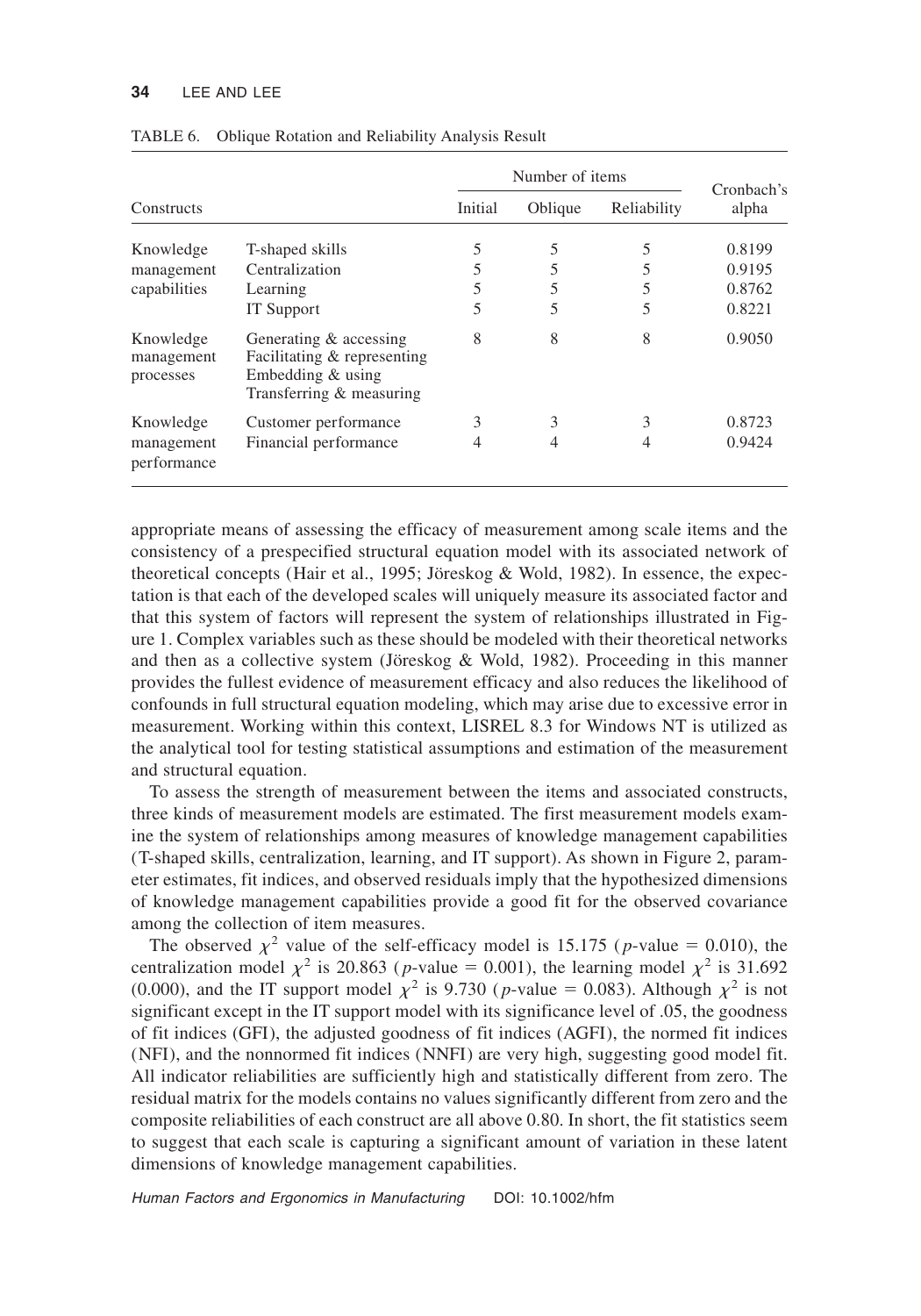TABLE 6. Oblique Rotation and Reliability Analysis Result

| Constructs | | Number of items | | | Cronbach's alpha |
|---|---|---|---|---|---|
| | | Initial | Oblique | Reliability | |
| Knowledge management capabilities | T-shaped skills | 5 | 5 | 5 | 0.8199 |
| | Centralization | 5 | 5 | 5 | 0.9195 |
| | Learning | 5 | 5 | 5 | 0.8762 |
| | IT Support | 5 | 5 | 5 | 0.8221 |
| Knowledge management processes | Generating & accessing<br>Facilitating & representing<br>Embedding & using<br>Transferring & measuring | 8 | 8 | 8 | 0.9050 |
| Knowledge management performance | Customer performance | 3 | 3 | 3 | 0.8723 |
| | Financial performance | 4 | 4 | 4 | 0.9424 |

appropriate means of assessing the efficacy of measurement among scale items and the consistency of a prespecified structural equation model with its associated network of theoretical concepts (Hair et al., 1995; Jöreskog & Wold, 1982). In essence, the expectation is that each of the developed scales will uniquely measure its associated factor and that this system of factors will represent the system of relationships illustrated in Figure 1. Complex variables such as these should be modeled with their theoretical networks and then as a collective system (Jöreskog & Wold, 1982). Proceeding in this manner provides the fullest evidence of measurement efficacy and also reduces the likelihood of confounds in full structural equation modeling, which may arise due to excessive error in measurement. Working within this context, LISREL 8.3 for Windows NT is utilized as the analytical tool for testing statistical assumptions and estimation of the measurement and structural equation.

To assess the strength of measurement between the items and associated constructs, three kinds of measurement models are estimated. The first measurement models examine the system of relationships among measures of knowledge management capabilities (T-shaped skills, centralization, learning, and IT support). As shown in Figure 2, parameter estimates, fit indices, and observed residuals imply that the hypothesized dimensions of knowledge management capabilities provide a good fit for the observed covariance among the collection of item measures.

The observed $\chi^2$ value of the self-efficacy model is 15.175 ($p$-value = 0.010), the centralization model $\chi^2$ is 20.863 ($p$-value = 0.001), the learning model $\chi^2$ is 31.692 (0.000), and the IT support model $\chi^2$ is 9.730 ($p$-value = 0.083). Although $\chi^2$ is not significant except in the IT support model with its significance level of .05, the goodness of fit indices (GFI), the adjusted goodness of fit indices (AGFI), the normed fit indices (NFI), and the nonnormed fit indices (NNFI) are very high, suggesting good model fit. All indicator reliabilities are sufficiently high and statistically different from zero. The residual matrix for the models contains no values significantly different from zero and the composite reliabilities of each construct are all above 0.80. In short, the fit statistics seem to suggest that each scale is capturing a significant amount of variation in these latent dimensions of knowledge management capabilities.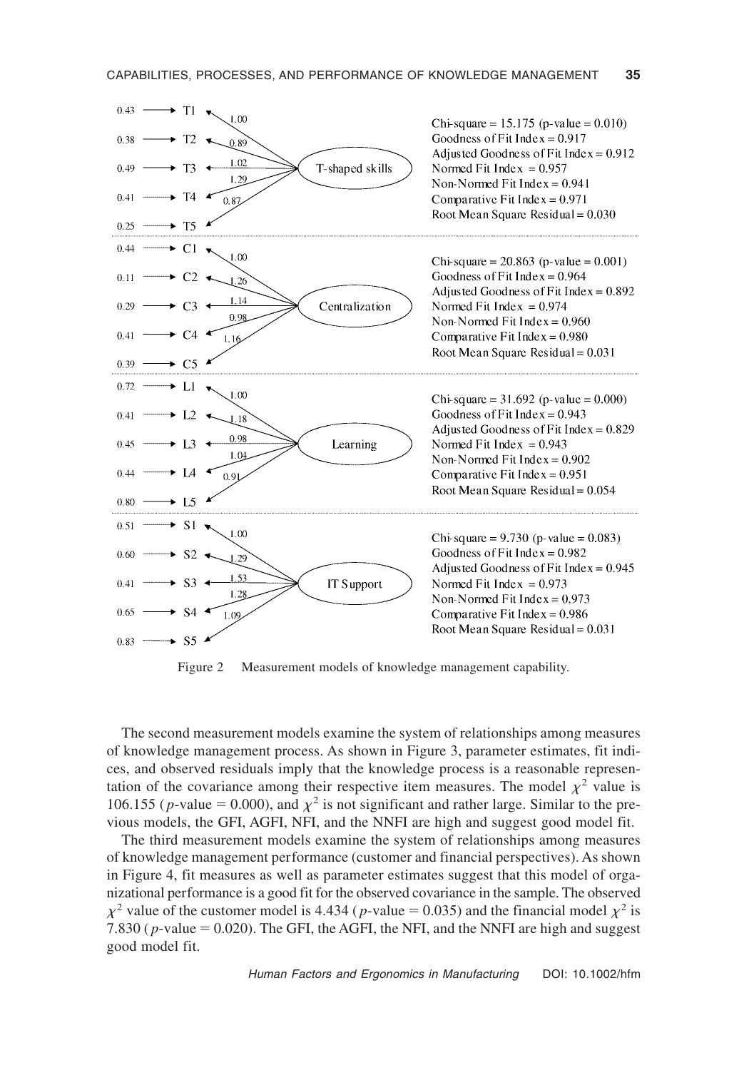| Item | Error variance | Loading | Construct | Fit statistics |
|---|---|---|---|---|
| T1 | 0.43 | 1.00 | T-shaped skills | Chi-square = 15.175 (p-value = 0.010) |
| T2 | 0.38 | 0.89 | | Goodness of Fit Index = 0.917 |
| T3 | 0.49 | 1.02 | | Adjusted Goodness of Fit Index = 0.912 |
| T4 | 0.41 | 1.29 | | Normed Fit Index = 0.957 |
| T5 | 0.25 | 0.87 | | Non-Normed Fit Index = 0.941 |
| | | | | Comparative Fit Index = 0.971 |
| | | | | Root Mean Square Residual = 0.030 |
| C1 | 0.44 | 1.00 | Centralization | Chi-square = 20.863 (p-value = 0.001) |
| C2 | 0.11 | 1.26 | | Goodness of Fit Index = 0.964 |
| C3 | 0.29 | 1.14 | | Adjusted Goodness of Fit Index = 0.892 |
| C4 | 0.41 | 0.98 | | Normed Fit Index = 0.974 |
| C5 | 0.39 | 1.16 | | Non-Normed Fit Index = 0.960 |
| | | | | Comparative Fit Index = 0.980 |
| | | | | Root Mean Square Residual = 0.031 |
| L1 | 0.72 | 1.00 | Learning | Chi-square = 31.692 (p-value = 0.000) |
| L2 | 0.41 | 1.18 | | Goodness of Fit Index = 0.943 |
| L3 | 0.45 | 0.98 | | Adjusted Goodness of Fit Index = 0.829 |
| L4 | 0.44 | 1.04 | | Normed Fit Index = 0.943 |
| L5 | 0.80 | 0.91 | | Non-Normed Fit Index = 0.902 |
| | | | | Comparative Fit Index = 0.951 |
| | | | | Root Mean Square Residual = 0.054 |
| S1 | 0.51 | 1.00 | IT Support | Chi-square = 9.730 (p-value = 0.083) |
| S2 | 0.60 | 1.29 | | Goodness of Fit Index = 0.982 |
| S3 | 0.41 | 1.53 | | Adjusted Goodness of Fit Index = 0.945 |
| S4 | 0.65 | 1.28 | | Normed Fit Index = 0.973 |
| S5 | 0.83 | 1.09 | | Non-Normed Fit Index = 0.973 |
| | | | | Comparative Fit Index = 0.986 |
| | | | | Root Mean Square Residual = 0.031 |

Figure 2 Measurement models of knowledge management capability.

The second measurement models examine the system of relationships among measures of knowledge management process. As shown in Figure 3, parameter estimates, fit indices, and observed residuals imply that the knowledge process is a reasonable representation of the covariance among their respective item measures. The model $\chi^2$ value is 106.155 ($p$-value = 0.000), and $\chi^2$ is not significant and rather large. Similar to the previous models, the GFI, AGFI, NFI, and the NNFI are high and suggest good model fit.

The third measurement models examine the system of relationships among measures of knowledge management performance (customer and financial perspectives). As shown in Figure 4, fit measures as well as parameter estimates suggest that this model of organizational performance is a good fit for the observed covariance in the sample. The observed $\chi^2$ value of the customer model is 4.434 ($p$-value = 0.035) and the financial model $\chi^2$ is 7.830 ($p$-value = 0.020). The GFI, the AGFI, the NFI, and the NNFI are high and suggest good model fit.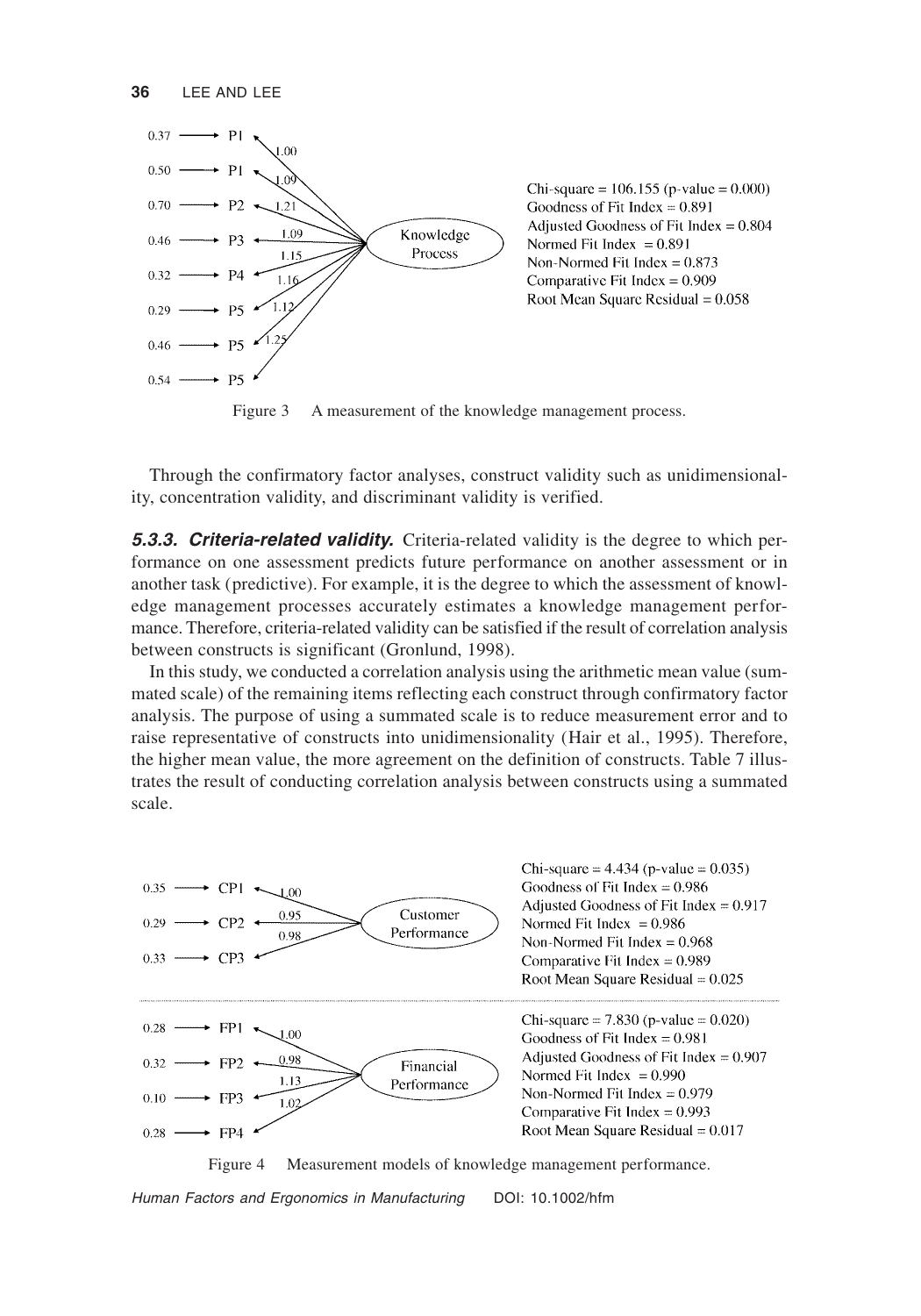Chi-square = 106.155 (p-value = 0.000)
Goodness of Fit Index = 0.891
Adjusted Goodness of Fit Index = 0.804
Normed Fit Index = 0.891
Non-Normed Fit Index = 0.873
Comparative Fit Index = 0.909
Root Mean Square Residual = 0.058

Figure 3 A measurement of the knowledge management process.

Through the confirmatory factor analyses, construct validity such as unidimensionality, concentration validity, and discriminant validity is verified.

***5.3.3. Criteria-related validity.*** Criteria-related validity is the degree to which performance on one assessment predicts future performance on another assessment or in another task (predictive). For example, it is the degree to which the assessment of knowledge management processes accurately estimates a knowledge management performance. Therefore, criteria-related validity can be satisfied if the result of correlation analysis between constructs is significant (Gronlund, 1998).

In this study, we conducted a correlation analysis using the arithmetic mean value (summated scale) of the remaining items reflecting each construct through confirmatory factor analysis. The purpose of using a summated scale is to reduce measurement error and to raise representative of constructs into unidimensionality (Hair et al., 1995). Therefore, the higher mean value, the more agreement on the definition of constructs. Table 7 illustrates the result of conducting correlation analysis between constructs using a summated scale.

Chi-square = 4.434 (p-value = 0.035)
Goodness of Fit Index = 0.986
Adjusted Goodness of Fit Index = 0.917
Normed Fit Index = 0.986
Non-Normed Fit Index = 0.968
Comparative Fit Index = 0.989
Root Mean Square Residual = 0.025

Chi-square = 7.830 (p-value = 0.020)
Goodness of Fit Index = 0.981
Adjusted Goodness of Fit Index = 0.907
Normed Fit Index = 0.990
Non-Normed Fit Index = 0.979
Comparative Fit Index = 0.993
Root Mean Square Residual = 0.017

Figure 4 Measurement models of knowledge management performance.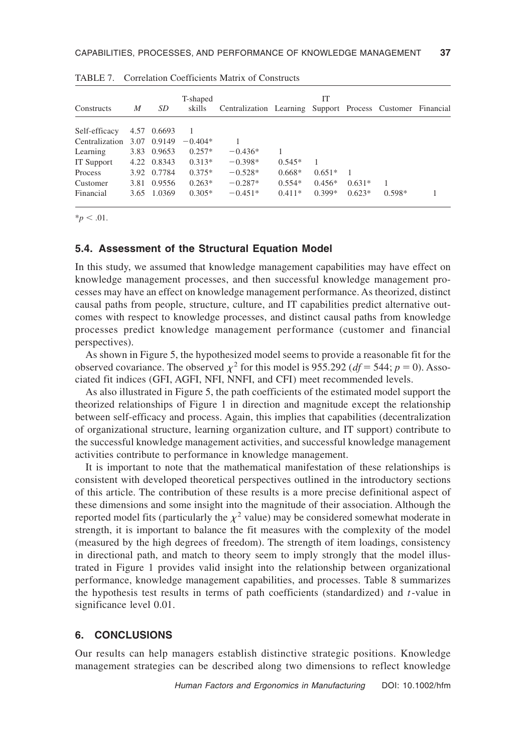TABLE 7. Correlation Coefficients Matrix of Constructs

| Constructs | *M* | *SD* | T-shaped skills | Centralization | Learning | IT Support | Process | Customer | Financial |
|---|---|---|---|---|---|---|---|---|---|
| Self-efficacy | 4.57 | 0.6693 | 1 | | | | | | |
| Centralization | 3.07 | 0.9149 | −0.404* | 1 | | | | | |
| Learning | 3.83 | 0.9653 | 0.257* | −0.436* | 1 | | | | |
| IT Support | 4.22 | 0.8343 | 0.313* | −0.398* | 0.545* | 1 | | | |
| Process | 3.92 | 0.7784 | 0.375* | −0.528* | 0.668* | 0.651* | 1 | | |
| Customer | 3.81 | 0.9556 | 0.263* | −0.287* | 0.554* | 0.456* | 0.631* | 1 | |
| Financial | 3.65 | 1.0369 | 0.305* | −0.451* | 0.411* | 0.399* | 0.623* | 0.598* | 1 |

*$p < .01$.

### 5.4. Assessment of the Structural Equation Model

In this study, we assumed that knowledge management capabilities may have effect on knowledge management processes, and then successful knowledge management processes may have an effect on knowledge management performance. As theorized, distinct causal paths from people, structure, culture, and IT capabilities predict alternative outcomes with respect to knowledge processes, and distinct causal paths from knowledge processes predict knowledge management performance (customer and financial perspectives).

As shown in Figure 5, the hypothesized model seems to provide a reasonable fit for the observed covariance. The observed $\chi^2$ for this model is 955.292 ($df = 544$; $p = 0$). Associated fit indices (GFI, AGFI, NFI, NNFI, and CFI) meet recommended levels.

As also illustrated in Figure 5, the path coefficients of the estimated model support the theorized relationships of Figure 1 in direction and magnitude except the relationship between self-efficacy and process. Again, this implies that capabilities (decentralization of organizational structure, learning organization culture, and IT support) contribute to the successful knowledge management activities, and successful knowledge management activities contribute to performance in knowledge management.

It is important to note that the mathematical manifestation of these relationships is consistent with developed theoretical perspectives outlined in the introductory sections of this article. The contribution of these results is a more precise definitional aspect of these dimensions and some insight into the magnitude of their association. Although the reported model fits (particularly the $\chi^2$ value) may be considered somewhat moderate in strength, it is important to balance the fit measures with the complexity of the model (measured by the high degrees of freedom). The strength of item loadings, consistency in directional path, and match to theory seem to imply strongly that the model illustrated in Figure 1 provides valid insight into the relationship between organizational performance, knowledge management capabilities, and processes. Table 8 summarizes the hypothesis test results in terms of path coefficients (standardized) and $t$-value in significance level 0.01.

## 6. CONCLUSIONS

Our results can help managers establish distinctive strategic positions. Knowledge management strategies can be described along two dimensions to reflect knowledge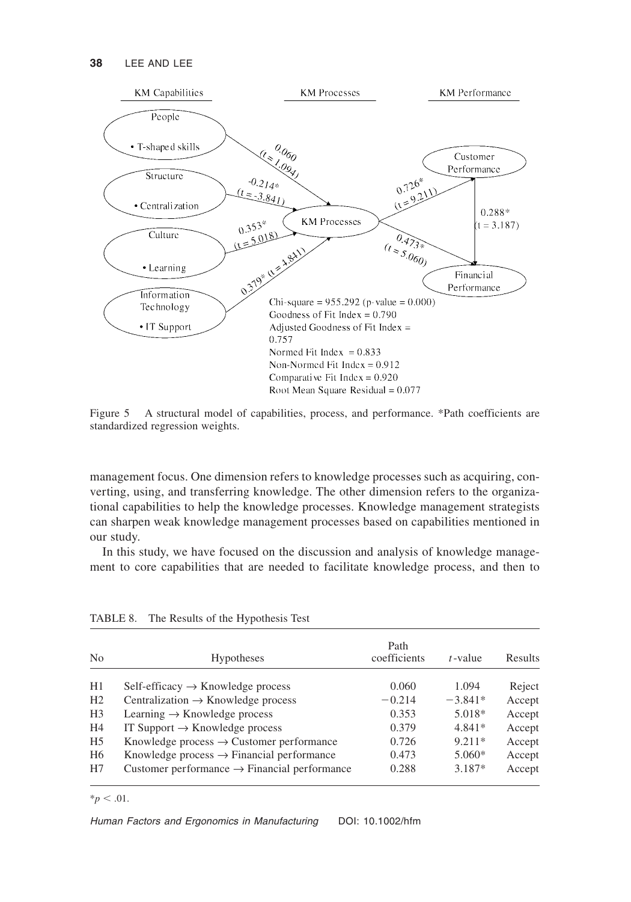Chi-square = 955.292 (p-value = 0.000)
Goodness of Fit Index = 0.790
Adjusted Goodness of Fit Index = 0.757
Normed Fit Index = 0.833
Non-Normed Fit Index = 0.912
Comparative Fit Index = 0.920
Root Mean Square Residual = 0.077

Figure 5 A structural model of capabilities, process, and performance. *Path coefficients are standardized regression weights.

management focus. One dimension refers to knowledge processes such as acquiring, converting, using, and transferring knowledge. The other dimension refers to the organizational capabilities to help the knowledge processes. Knowledge management strategists can sharpen weak knowledge management processes based on capabilities mentioned in our study.

In this study, we have focused on the discussion and analysis of knowledge management to core capabilities that are needed to facilitate knowledge process, and then to

TABLE 8. The Results of the Hypothesis Test

| No | Hypotheses | Path coefficients | $t$-value | Results |
|---|---|---|---|---|
| H1 | Self-efficacy → Knowledge process | 0.060 | 1.094 | Reject |
| H2 | Centralization → Knowledge process | −0.214 | −3.841* | Accept |
| H3 | Learning → Knowledge process | 0.353 | 5.018* | Accept |
| H4 | IT Support → Knowledge process | 0.379 | 4.841* | Accept |
| H5 | Knowledge process → Customer performance | 0.726 | 9.211* | Accept |
| H6 | Knowledge process → Financial performance | 0.473 | 5.060* | Accept |
| H7 | Customer performance → Financial performance | 0.288 | 3.187* | Accept |

*$p < .01$.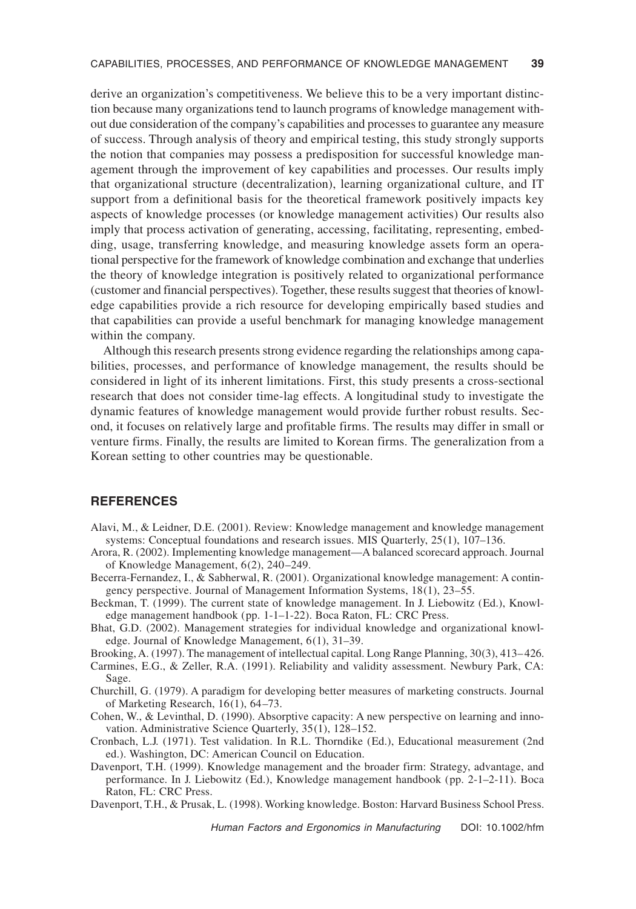derive an organization's competitiveness. We believe this to be a very important distinction because many organizations tend to launch programs of knowledge management without due consideration of the company's capabilities and processes to guarantee any measure of success. Through analysis of theory and empirical testing, this study strongly supports the notion that companies may possess a predisposition for successful knowledge management through the improvement of key capabilities and processes. Our results imply that organizational structure (decentralization), learning organizational culture, and IT support from a definitional basis for the theoretical framework positively impacts key aspects of knowledge processes (or knowledge management activities) Our results also imply that process activation of generating, accessing, facilitating, representing, embedding, usage, transferring knowledge, and measuring knowledge assets form an operational perspective for the framework of knowledge combination and exchange that underlies the theory of knowledge integration is positively related to organizational performance (customer and financial perspectives). Together, these results suggest that theories of knowledge capabilities provide a rich resource for developing empirically based studies and that capabilities can provide a useful benchmark for managing knowledge management within the company.

Although this research presents strong evidence regarding the relationships among capabilities, processes, and performance of knowledge management, the results should be considered in light of its inherent limitations. First, this study presents a cross-sectional research that does not consider time-lag effects. A longitudinal study to investigate the dynamic features of knowledge management would provide further robust results. Second, it focuses on relatively large and profitable firms. The results may differ in small or venture firms. Finally, the results are limited to Korean firms. The generalization from a Korean setting to other countries may be questionable.

## REFERENCES

Alavi, M., & Leidner, D.E. (2001). Review: Knowledge management and knowledge management systems: Conceptual foundations and research issues. MIS Quarterly, 25(1), 107–136.

Arora, R. (2002). Implementing knowledge management—A balanced scorecard approach. Journal of Knowledge Management, 6(2), 240–249.

Becerra-Fernandez, I., & Sabherwal, R. (2001). Organizational knowledge management: A contingency perspective. Journal of Management Information Systems, 18(1), 23–55.

Beckman, T. (1999). The current state of knowledge management. In J. Liebowitz (Ed.), Knowledge management handbook (pp. 1-1–1-22). Boca Raton, FL: CRC Press.

Bhat, G.D. (2002). Management strategies for individual knowledge and organizational knowledge. Journal of Knowledge Management, 6(1), 31–39.

Brooking, A. (1997). The management of intellectual capital. Long Range Planning, 30(3), 413–426.

Carmines, E.G., & Zeller, R.A. (1991). Reliability and validity assessment. Newbury Park, CA: Sage.

Churchill, G. (1979). A paradigm for developing better measures of marketing constructs. Journal of Marketing Research, 16(1), 64–73.

Cohen, W., & Levinthal, D. (1990). Absorptive capacity: A new perspective on learning and innovation. Administrative Science Quarterly, 35(1), 128–152.

Cronbach, L.J. (1971). Test validation. In R.L. Thorndike (Ed.), Educational measurement (2nd ed.). Washington, DC: American Council on Education.

Davenport, T.H. (1999). Knowledge management and the broader firm: Strategy, advantage, and performance. In J. Liebowitz (Ed.), Knowledge management handbook (pp. 2-1–2-11). Boca Raton, FL: CRC Press.

Davenport, T.H., & Prusak, L. (1998). Working knowledge. Boston: Harvard Business School Press.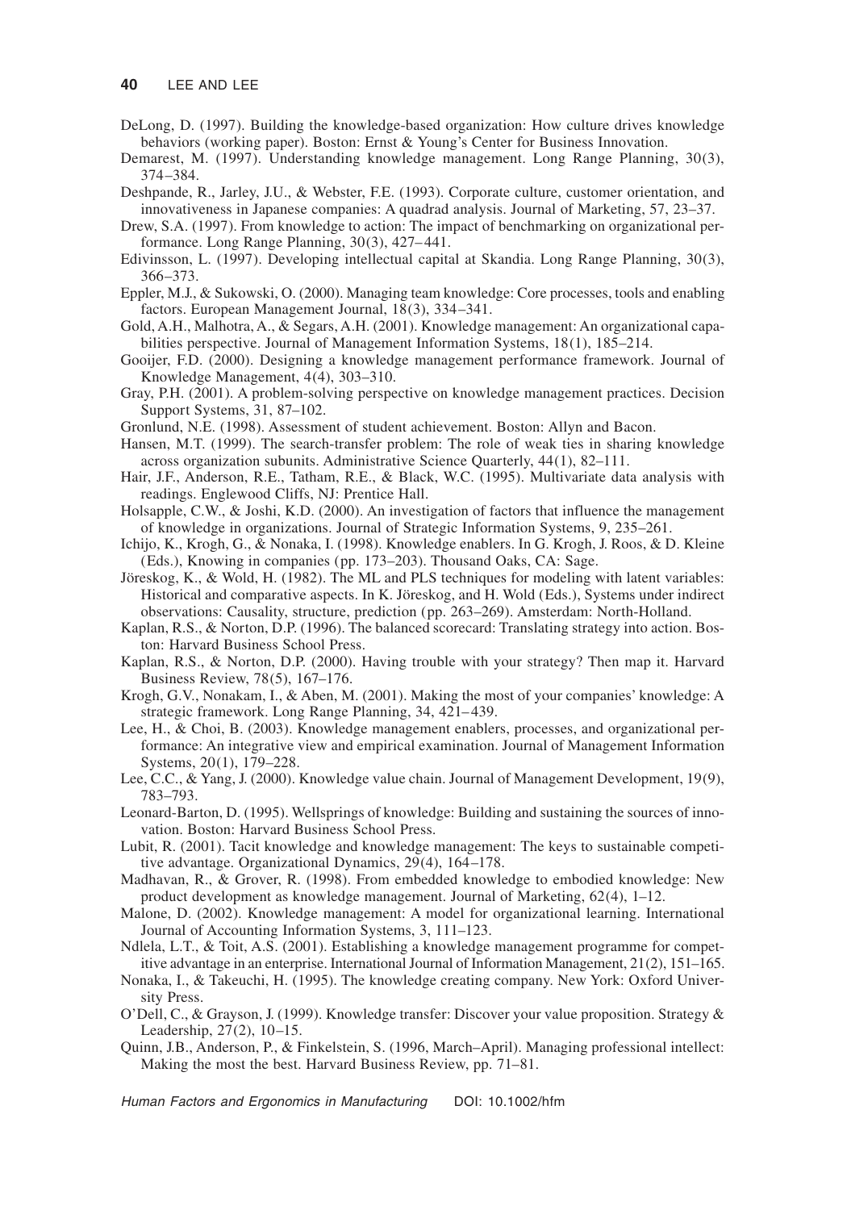DeLong, D. (1997). Building the knowledge-based organization: How culture drives knowledge behaviors (working paper). Boston: Ernst & Young's Center for Business Innovation.

Demarest, M. (1997). Understanding knowledge management. Long Range Planning, 30(3), 374–384.

Deshpande, R., Jarley, J.U., & Webster, F.E. (1993). Corporate culture, customer orientation, and innovativeness in Japanese companies: A quadrad analysis. Journal of Marketing, 57, 23–37.

Drew, S.A. (1997). From knowledge to action: The impact of benchmarking on organizational performance. Long Range Planning, 30(3), 427–441.

Edivinsson, L. (1997). Developing intellectual capital at Skandia. Long Range Planning, 30(3), 366–373.

Eppler, M.J., & Sukowski, O. (2000). Managing team knowledge: Core processes, tools and enabling factors. European Management Journal, 18(3), 334–341.

Gold, A.H., Malhotra, A., & Segars, A.H. (2001). Knowledge management: An organizational capabilities perspective. Journal of Management Information Systems, 18(1), 185–214.

Gooijer, F.D. (2000). Designing a knowledge management performance framework. Journal of Knowledge Management, 4(4), 303–310.

Gray, P.H. (2001). A problem-solving perspective on knowledge management practices. Decision Support Systems, 31, 87–102.

Gronlund, N.E. (1998). Assessment of student achievement. Boston: Allyn and Bacon.

Hansen, M.T. (1999). The search-transfer problem: The role of weak ties in sharing knowledge across organization subunits. Administrative Science Quarterly, 44(1), 82–111.

Hair, J.F., Anderson, R.E., Tatham, R.E., & Black, W.C. (1995). Multivariate data analysis with readings. Englewood Cliffs, NJ: Prentice Hall.

Holsapple, C.W., & Joshi, K.D. (2000). An investigation of factors that influence the management of knowledge in organizations. Journal of Strategic Information Systems, 9, 235–261.

Ichijo, K., Krogh, G., & Nonaka, I. (1998). Knowledge enablers. In G. Krogh, J. Roos, & D. Kleine (Eds.), Knowing in companies (pp. 173–203). Thousand Oaks, CA: Sage.

Jöreskog, K., & Wold, H. (1982). The ML and PLS techniques for modeling with latent variables: Historical and comparative aspects. In K. Jöreskog, and H. Wold (Eds.), Systems under indirect observations: Causality, structure, prediction (pp. 263–269). Amsterdam: North-Holland.

Kaplan, R.S., & Norton, D.P. (1996). The balanced scorecard: Translating strategy into action. Boston: Harvard Business School Press.

Kaplan, R.S., & Norton, D.P. (2000). Having trouble with your strategy? Then map it. Harvard Business Review, 78(5), 167–176.

Krogh, G.V., Nonakam, I., & Aben, M. (2001). Making the most of your companies' knowledge: A strategic framework. Long Range Planning, 34, 421–439.

Lee, H., & Choi, B. (2003). Knowledge management enablers, processes, and organizational performance: An integrative view and empirical examination. Journal of Management Information Systems, 20(1), 179–228.

Lee, C.C., & Yang, J. (2000). Knowledge value chain. Journal of Management Development, 19(9), 783–793.

Leonard-Barton, D. (1995). Wellsprings of knowledge: Building and sustaining the sources of innovation. Boston: Harvard Business School Press.

Lubit, R. (2001). Tacit knowledge and knowledge management: The keys to sustainable competitive advantage. Organizational Dynamics, 29(4), 164–178.

Madhavan, R., & Grover, R. (1998). From embedded knowledge to embodied knowledge: New product development as knowledge management. Journal of Marketing, 62(4), 1–12.

Malone, D. (2002). Knowledge management: A model for organizational learning. International Journal of Accounting Information Systems, 3, 111–123.

Ndlela, L.T., & Toit, A.S. (2001). Establishing a knowledge management programme for competitive advantage in an enterprise. International Journal of Information Management, 21(2), 151–165.

Nonaka, I., & Takeuchi, H. (1995). The knowledge creating company. New York: Oxford University Press.

O'Dell, C., & Grayson, J. (1999). Knowledge transfer: Discover your value proposition. Strategy & Leadership, 27(2), 10–15.

Quinn, J.B., Anderson, P., & Finkelstein, S. (1996, March–April). Managing professional intellect: Making the most the best. Harvard Business Review, pp. 71–81.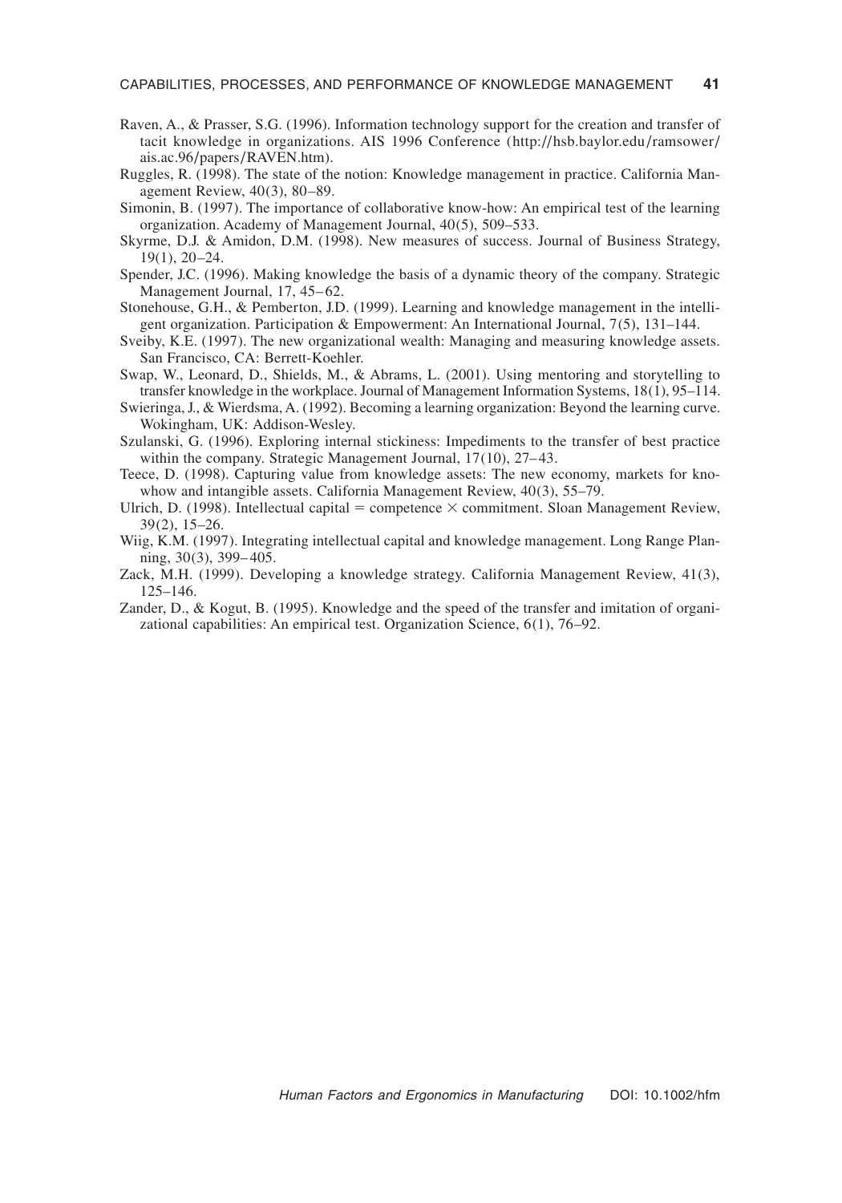Raven, A., & Prasser, S.G. (1996). Information technology support for the creation and transfer of tacit knowledge in organizations. AIS 1996 Conference (http://hsb.baylor.edu/ramsower/ais.ac.96/papers/RAVEN.htm).

Ruggles, R. (1998). The state of the notion: Knowledge management in practice. California Management Review, 40(3), 80–89.

Simonin, B. (1997). The importance of collaborative know-how: An empirical test of the learning organization. Academy of Management Journal, 40(5), 509–533.

Skyrme, D.J. & Amidon, D.M. (1998). New measures of success. Journal of Business Strategy, 19(1), 20–24.

Spender, J.C. (1996). Making knowledge the basis of a dynamic theory of the company. Strategic Management Journal, 17, 45–62.

Stonehouse, G.H., & Pemberton, J.D. (1999). Learning and knowledge management in the intelligent organization. Participation & Empowerment: An International Journal, 7(5), 131–144.

Sveiby, K.E. (1997). The new organizational wealth: Managing and measuring knowledge assets. San Francisco, CA: Berrett-Koehler.

Swap, W., Leonard, D., Shields, M., & Abrams, L. (2001). Using mentoring and storytelling to transfer knowledge in the workplace. Journal of Management Information Systems, 18(1), 95–114.

Swieringa, J., & Wierdsma, A. (1992). Becoming a learning organization: Beyond the learning curve. Wokingham, UK: Addison-Wesley.

Szulanski, G. (1996). Exploring internal stickiness: Impediments to the transfer of best practice within the company. Strategic Management Journal, 17(10), 27–43.

Teece, D. (1998). Capturing value from knowledge assets: The new economy, markets for knowhow and intangible assets. California Management Review, 40(3), 55–79.

Ulrich, D. (1998). Intellectual capital = competence × commitment. Sloan Management Review, 39(2), 15–26.

Wiig, K.M. (1997). Integrating intellectual capital and knowledge management. Long Range Planning, 30(3), 399–405.

Zack, M.H. (1999). Developing a knowledge strategy. California Management Review, 41(3), 125–146.

Zander, D., & Kogut, B. (1995). Knowledge and the speed of the transfer and imitation of organizational capabilities: An empirical test. Organization Science, 6(1), 76–92.